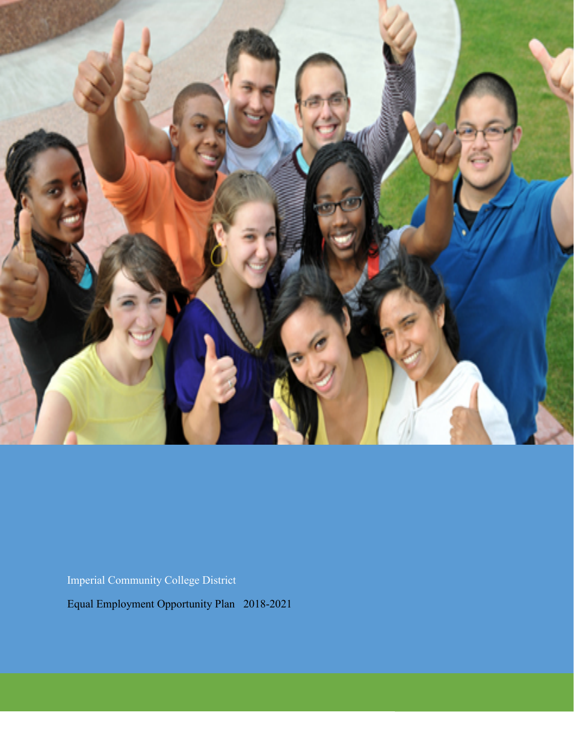Imperial Community College District

Equal Employment Opportunity Plan 2018-2021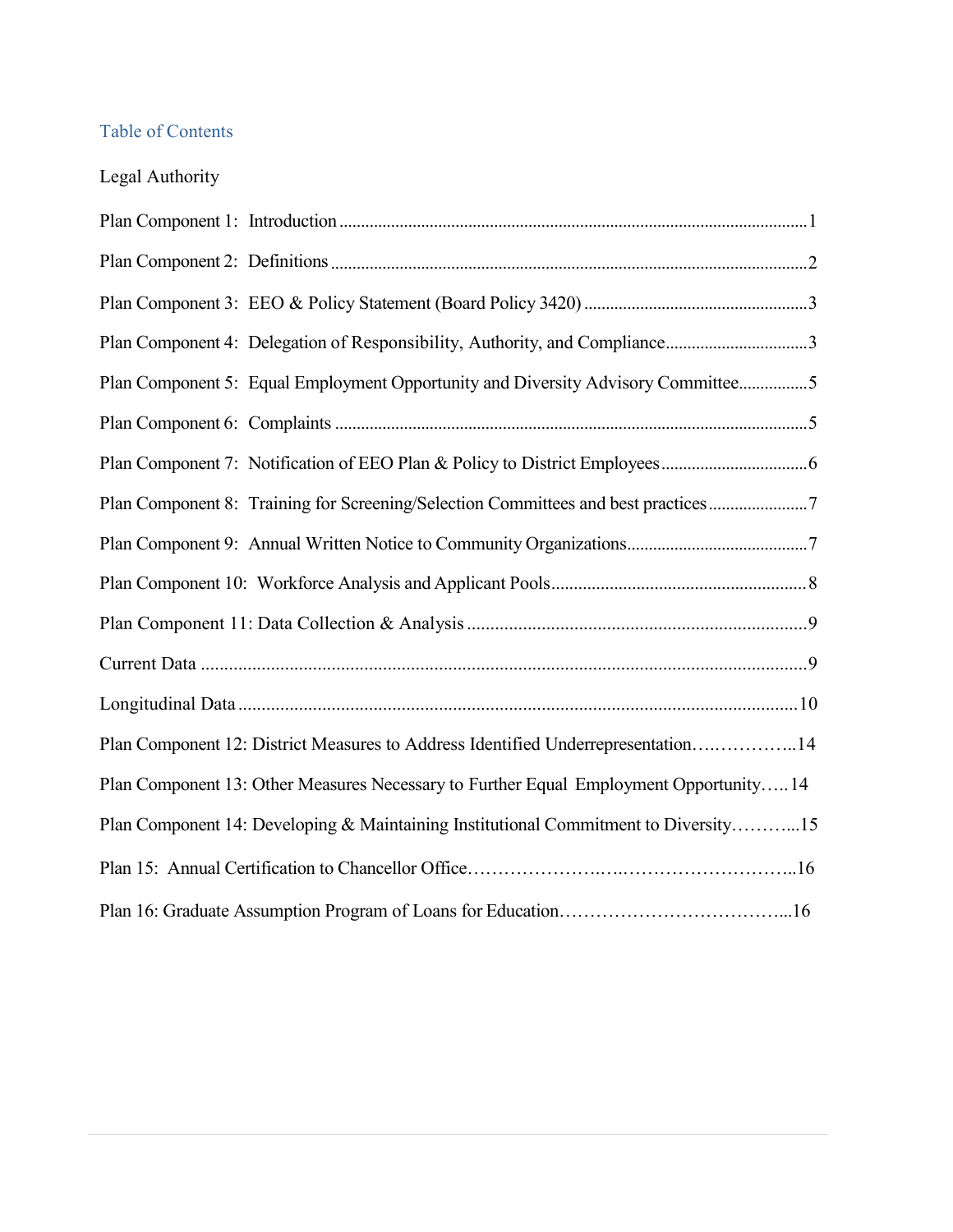## Table of Contents

Legal Authority

Plan Component 1: Introduction ........................................................................................................1

Plan Component 2: Definitions ..........................................................................................................2

Plan Component 3: EEO & Policy Statement (Board Policy 3420) ....................................................3

Plan Component 4: Delegation of Responsibility, Authority, and Compliance.................................3

Plan Component 5: Equal Employment Opportunity and Diversity Advisory Committee................5

Plan Component 6: Complaints .........................................................................................................5

Plan Component 7: Notification of EEO Plan & Policy to District Employees.................................6

Plan Component 8: Training for Screening/Selection Committees and best practices.......................7

Plan Component 9: Annual Written Notice to Community Organizations.........................................7

Plan Component 10: Workforce Analysis and Applicant Pools.........................................................8

Plan Component 11: Data Collection & Analysis .............................................................................9

Current Data .......................................................................................................................................9

Longitudinal Data ..............................................................................................................................10

Plan Component 12: District Measures to Address Identified Underrepresentation….…………..14

Plan Component 13: Other Measures Necessary to Further Equal Employment Opportunity…..14

Plan Component 14: Developing & Maintaining Institutional Commitment to Diversity………...15

Plan 15: Annual Certification to Chancellor Office…………………..….………………………..16

Plan 16: Graduate Assumption Program of Loans for Education………………………………...16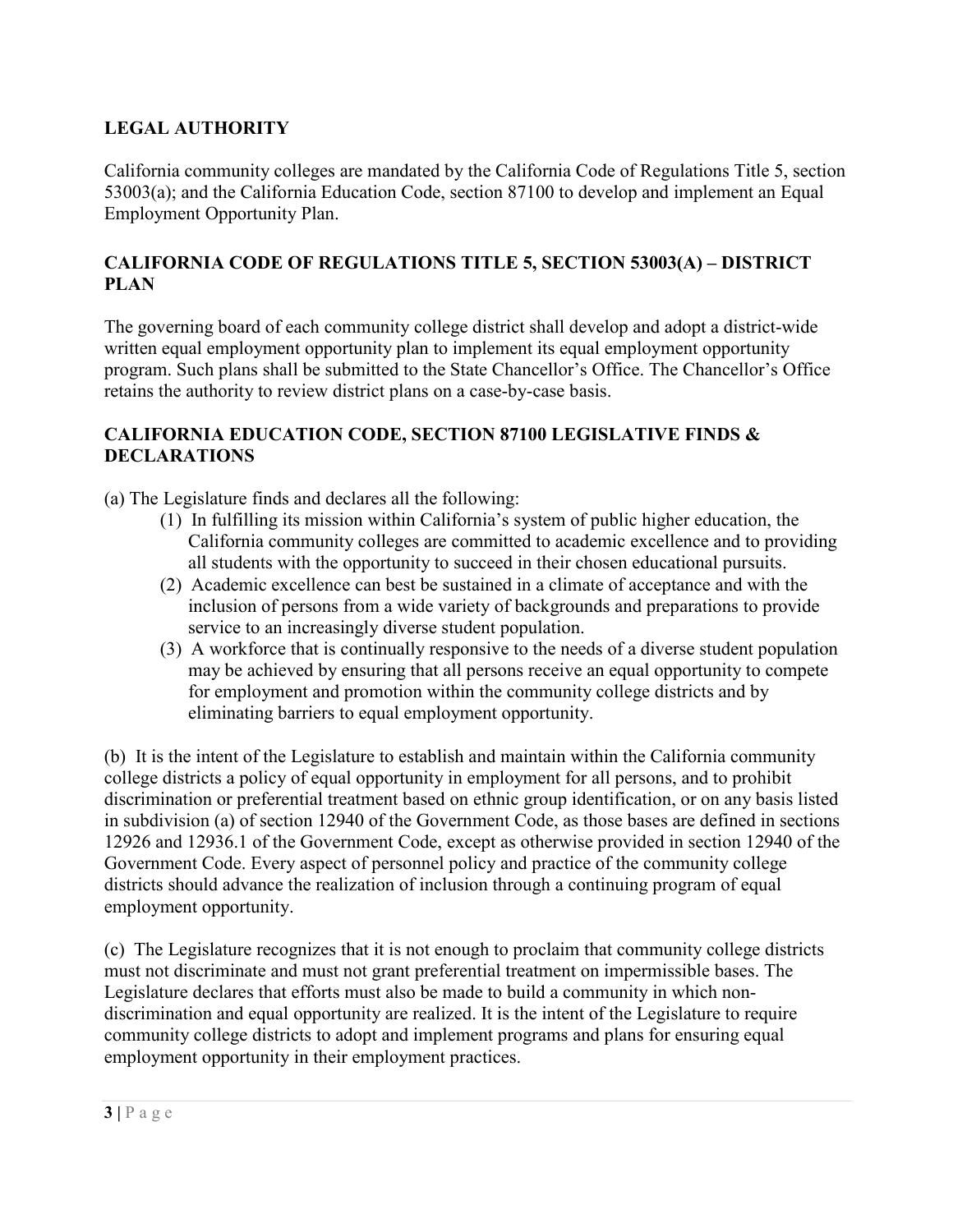## LEGAL AUTHORITY

California community colleges are mandated by the California Code of Regulations Title 5, section 53003(a); and the California Education Code, section 87100 to develop and implement an Equal Employment Opportunity Plan.

## CALIFORNIA CODE OF REGULATIONS TITLE 5, SECTION 53003(A) – DISTRICT PLAN

The governing board of each community college district shall develop and adopt a district-wide written equal employment opportunity plan to implement its equal employment opportunity program. Such plans shall be submitted to the State Chancellor's Office. The Chancellor's Office retains the authority to review district plans on a case-by-case basis.

## CALIFORNIA EDUCATION CODE, SECTION 87100 LEGISLATIVE FINDS & DECLARATIONS

(a) The Legislature finds and declares all the following:

1. In fulfilling its mission within California's system of public higher education, the California community colleges are committed to academic excellence and to providing all students with the opportunity to succeed in their chosen educational pursuits.
2. Academic excellence can best be sustained in a climate of acceptance and with the inclusion of persons from a wide variety of backgrounds and preparations to provide service to an increasingly diverse student population.
3. A workforce that is continually responsive to the needs of a diverse student population may be achieved by ensuring that all persons receive an equal opportunity to compete for employment and promotion within the community college districts and by eliminating barriers to equal employment opportunity.

(b) It is the intent of the Legislature to establish and maintain within the California community college districts a policy of equal opportunity in employment for all persons, and to prohibit discrimination or preferential treatment based on ethnic group identification, or on any basis listed in subdivision (a) of section 12940 of the Government Code, as those bases are defined in sections 12926 and 12936.1 of the Government Code, except as otherwise provided in section 12940 of the Government Code. Every aspect of personnel policy and practice of the community college districts should advance the realization of inclusion through a continuing program of equal employment opportunity.

(c) The Legislature recognizes that it is not enough to proclaim that community college districts must not discriminate and must not grant preferential treatment on impermissible bases. The Legislature declares that efforts must also be made to build a community in which non-discrimination and equal opportunity are realized. It is the intent of the Legislature to require community college districts to adopt and implement programs and plans for ensuring equal employment opportunity in their employment practices.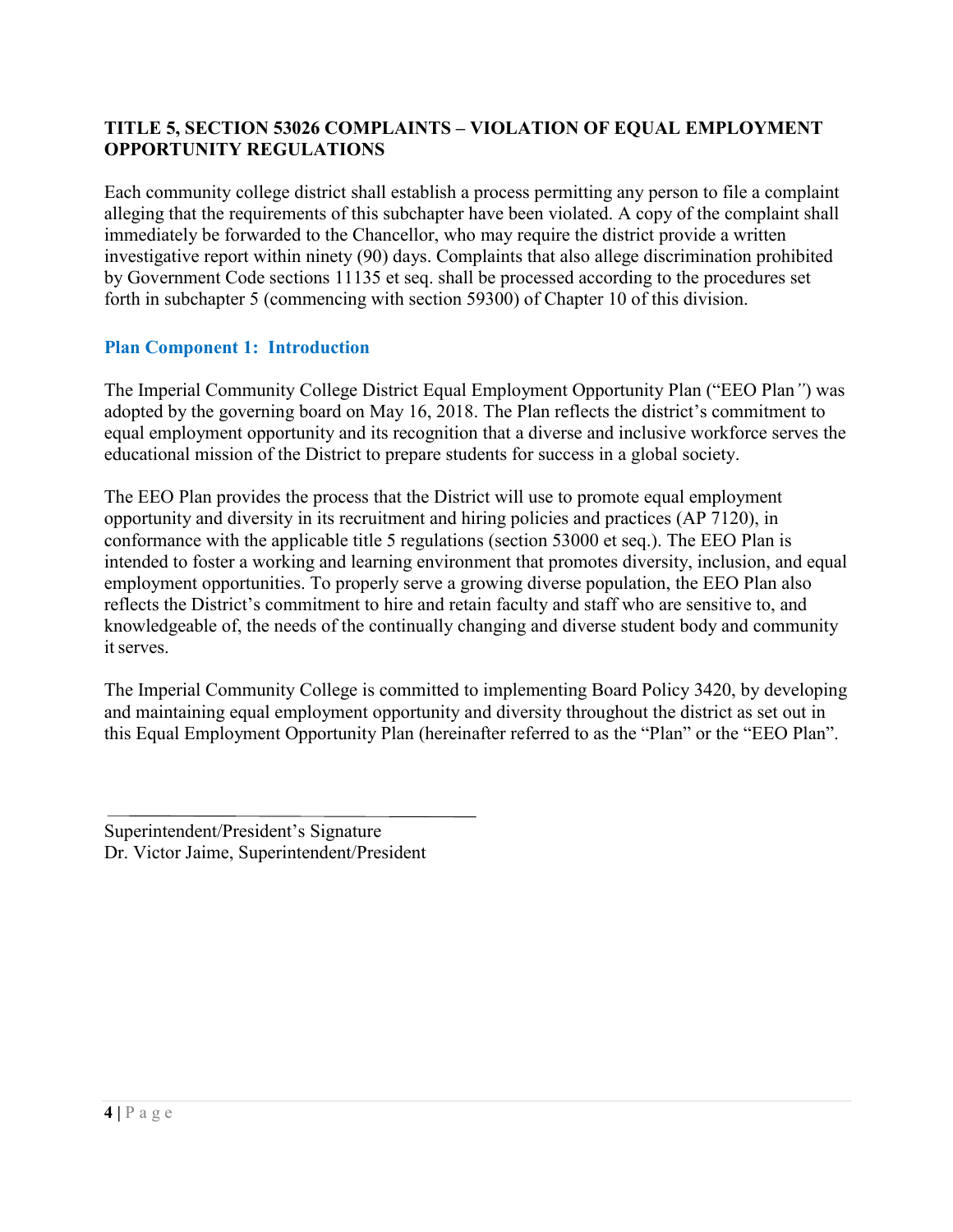**TITLE 5, SECTION 53026 COMPLAINTS – VIOLATION OF EQUAL EMPLOYMENT OPPORTUNITY REGULATIONS**

Each community college district shall establish a process permitting any person to file a complaint alleging that the requirements of this subchapter have been violated. A copy of the complaint shall immediately be forwarded to the Chancellor, who may require the district provide a written investigative report within ninety (90) days. Complaints that also allege discrimination prohibited by Government Code sections 11135 et seq. shall be processed according to the procedures set forth in subchapter 5 (commencing with section 59300) of Chapter 10 of this division.

## Plan Component 1: Introduction

The Imperial Community College District Equal Employment Opportunity Plan ("EEO Plan") was adopted by the governing board on May 16, 2018. The Plan reflects the district's commitment to equal employment opportunity and its recognition that a diverse and inclusive workforce serves the educational mission of the District to prepare students for success in a global society.

The EEO Plan provides the process that the District will use to promote equal employment opportunity and diversity in its recruitment and hiring policies and practices (AP 7120), in conformance with the applicable title 5 regulations (section 53000 et seq.). The EEO Plan is intended to foster a working and learning environment that promotes diversity, inclusion, and equal employment opportunities. To properly serve a growing diverse population, the EEO Plan also reflects the District's commitment to hire and retain faculty and staff who are sensitive to, and knowledgeable of, the needs of the continually changing and diverse student body and community it serves.

The Imperial Community College is committed to implementing Board Policy 3420, by developing and maintaining equal employment opportunity and diversity throughout the district as set out in this Equal Employment Opportunity Plan (hereinafter referred to as the "Plan" or the "EEO Plan".

\_\_\_\_\_\_\_\_\_\_\_\_\_\_\_\_\_\_\_\_\_\_\_\_\_\_\_\_\_\_\_\_\_\_\_\_\_\_\_\_\_\_\_\_

Superintendent/President's Signature
Dr. Victor Jaime, Superintendent/President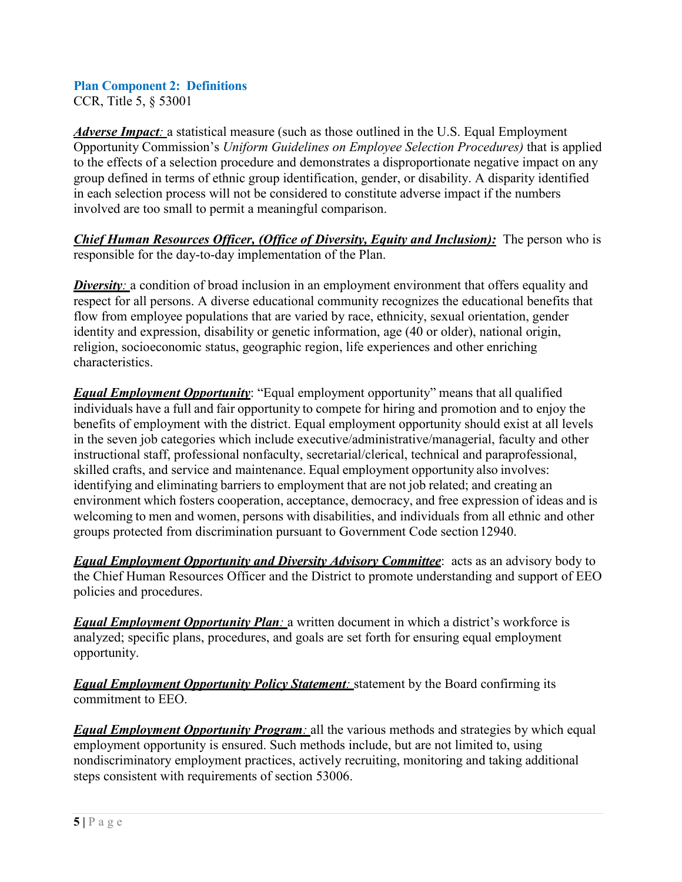## Plan Component 2: Definitions

CCR, Title 5, § 53001

***Adverse Impact:*** a statistical measure (such as those outlined in the U.S. Equal Employment Opportunity Commission's *Uniform Guidelines on Employee Selection Procedures)* that is applied to the effects of a selection procedure and demonstrates a disproportionate negative impact on any group defined in terms of ethnic group identification, gender, or disability. A disparity identified in each selection process will not be considered to constitute adverse impact if the numbers involved are too small to permit a meaningful comparison.

***Chief Human Resources Officer, (Office of Diversity, Equity and Inclusion):*** The person who is responsible for the day-to-day implementation of the Plan.

***Diversity:*** a condition of broad inclusion in an employment environment that offers equality and respect for all persons. A diverse educational community recognizes the educational benefits that flow from employee populations that are varied by race, ethnicity, sexual orientation, gender identity and expression, disability or genetic information, age (40 or older), national origin, religion, socioeconomic status, geographic region, life experiences and other enriching characteristics.

***Equal Employment Opportunity***: "Equal employment opportunity" means that all qualified individuals have a full and fair opportunity to compete for hiring and promotion and to enjoy the benefits of employment with the district. Equal employment opportunity should exist at all levels in the seven job categories which include executive/administrative/managerial, faculty and other instructional staff, professional nonfaculty, secretarial/clerical, technical and paraprofessional, skilled crafts, and service and maintenance. Equal employment opportunity also involves: identifying and eliminating barriers to employment that are not job related; and creating an environment which fosters cooperation, acceptance, democracy, and free expression of ideas and is welcoming to men and women, persons with disabilities, and individuals from all ethnic and other groups protected from discrimination pursuant to Government Code section 12940.

***Equal Employment Opportunity and Diversity Advisory Committee***: acts as an advisory body to the Chief Human Resources Officer and the District to promote understanding and support of EEO policies and procedures.

***Equal Employment Opportunity Plan:*** a written document in which a district's workforce is analyzed; specific plans, procedures, and goals are set forth for ensuring equal employment opportunity.

***Equal Employment Opportunity Policy Statement:*** statement by the Board confirming its commitment to EEO.

***Equal Employment Opportunity Program:*** all the various methods and strategies by which equal employment opportunity is ensured. Such methods include, but are not limited to, using nondiscriminatory employment practices, actively recruiting, monitoring and taking additional steps consistent with requirements of section 53006.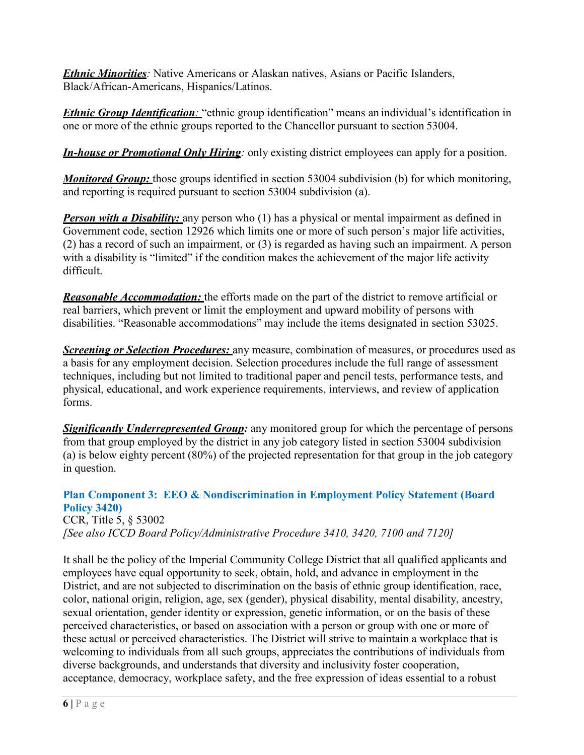***Ethnic Minorities**:* Native Americans or Alaskan natives, Asians or Pacific Islanders, Black/African-Americans, Hispanics/Latinos.

***Ethnic Group Identification**:* "ethnic group identification" means an individual's identification in one or more of the ethnic groups reported to the Chancellor pursuant to section 53004.

***In-house or Promotional Only Hiring**:* only existing district employees can apply for a position.

***Monitored Group:*** those groups identified in section 53004 subdivision (b) for which monitoring, and reporting is required pursuant to section 53004 subdivision (a).

***Person with a Disability:*** any person who (1) has a physical or mental impairment as defined in Government code, section 12926 which limits one or more of such person's major life activities, (2) has a record of such an impairment, or (3) is regarded as having such an impairment. A person with a disability is "limited" if the condition makes the achievement of the major life activity difficult.

***Reasonable Accommodation:*** the efforts made on the part of the district to remove artificial or real barriers, which prevent or limit the employment and upward mobility of persons with disabilities. "Reasonable accommodations" may include the items designated in section 53025.

***Screening or Selection Procedures:*** any measure, combination of measures, or procedures used as a basis for any employment decision. Selection procedures include the full range of assessment techniques, including but not limited to traditional paper and pencil tests, performance tests, and physical, educational, and work experience requirements, interviews, and review of application forms.

***Significantly Underrepresented Group:*** any monitored group for which the percentage of persons from that group employed by the district in any job category listed in section 53004 subdivision (a) is below eighty percent (80%) of the projected representation for that group in the job category in question.

### Plan Component 3: EEO & Nondiscrimination in Employment Policy Statement (Board Policy 3420)

CCR, Title 5, § 53002
*[See also ICCD Board Policy/Administrative Procedure 3410, 3420, 7100 and 7120]*

It shall be the policy of the Imperial Community College District that all qualified applicants and employees have equal opportunity to seek, obtain, hold, and advance in employment in the District, and are not subjected to discrimination on the basis of ethnic group identification, race, color, national origin, religion, age, sex (gender), physical disability, mental disability, ancestry, sexual orientation, gender identity or expression, genetic information, or on the basis of these perceived characteristics, or based on association with a person or group with one or more of these actual or perceived characteristics. The District will strive to maintain a workplace that is welcoming to individuals from all such groups, appreciates the contributions of individuals from diverse backgrounds, and understands that diversity and inclusivity foster cooperation, acceptance, democracy, workplace safety, and the free expression of ideas essential to a robust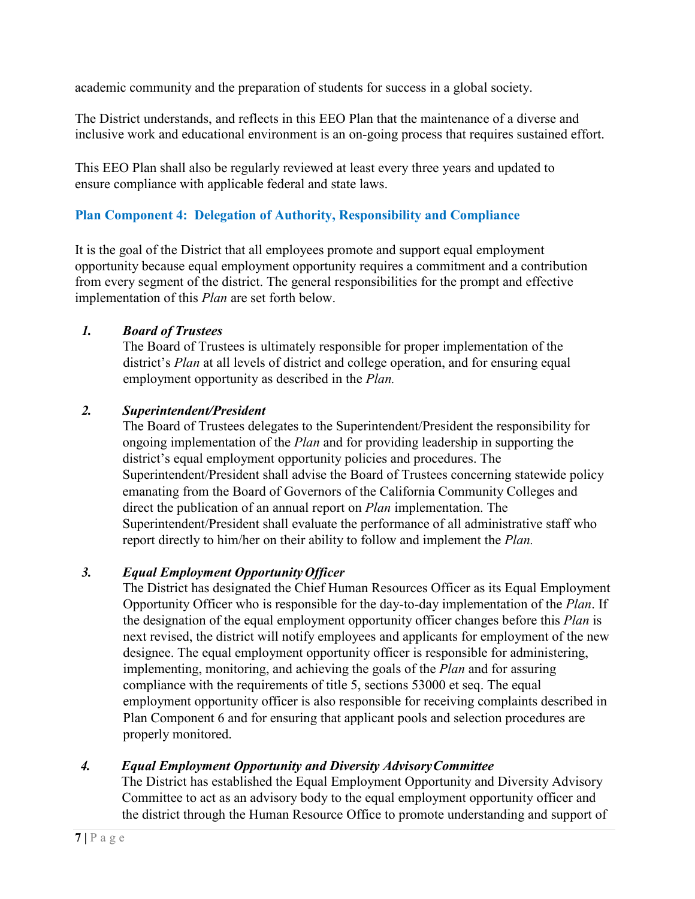academic community and the preparation of students for success in a global society.

The District understands, and reflects in this EEO Plan that the maintenance of a diverse and inclusive work and educational environment is an on-going process that requires sustained effort.

This EEO Plan shall also be regularly reviewed at least every three years and updated to ensure compliance with applicable federal and state laws.

### Plan Component 4: Delegation of Authority, Responsibility and Compliance

It is the goal of the District that all employees promote and support equal employment opportunity because equal employment opportunity requires a commitment and a contribution from every segment of the district. The general responsibilities for the prompt and effective implementation of this *Plan* are set forth below.

1. ***Board of Trustees***
   The Board of Trustees is ultimately responsible for proper implementation of the district's *Plan* at all levels of district and college operation, and for ensuring equal employment opportunity as described in the *Plan.*

2. ***Superintendent/President***
   The Board of Trustees delegates to the Superintendent/President the responsibility for ongoing implementation of the *Plan* and for providing leadership in supporting the district's equal employment opportunity policies and procedures. The Superintendent/President shall advise the Board of Trustees concerning statewide policy emanating from the Board of Governors of the California Community Colleges and direct the publication of an annual report on *Plan* implementation. The Superintendent/President shall evaluate the performance of all administrative staff who report directly to him/her on their ability to follow and implement the *Plan.*

3. ***Equal Employment Opportunity Officer***
   The District has designated the Chief Human Resources Officer as its Equal Employment Opportunity Officer who is responsible for the day-to-day implementation of the *Plan*. If the designation of the equal employment opportunity officer changes before this *Plan* is next revised, the district will notify employees and applicants for employment of the new designee. The equal employment opportunity officer is responsible for administering, implementing, monitoring, and achieving the goals of the *Plan* and for assuring compliance with the requirements of title 5, sections 53000 et seq. The equal employment opportunity officer is also responsible for receiving complaints described in Plan Component 6 and for ensuring that applicant pools and selection procedures are properly monitored.

4. ***Equal Employment Opportunity and Diversity Advisory Committee***
   The District has established the Equal Employment Opportunity and Diversity Advisory Committee to act as an advisory body to the equal employment opportunity officer and the district through the Human Resource Office to promote understanding and support of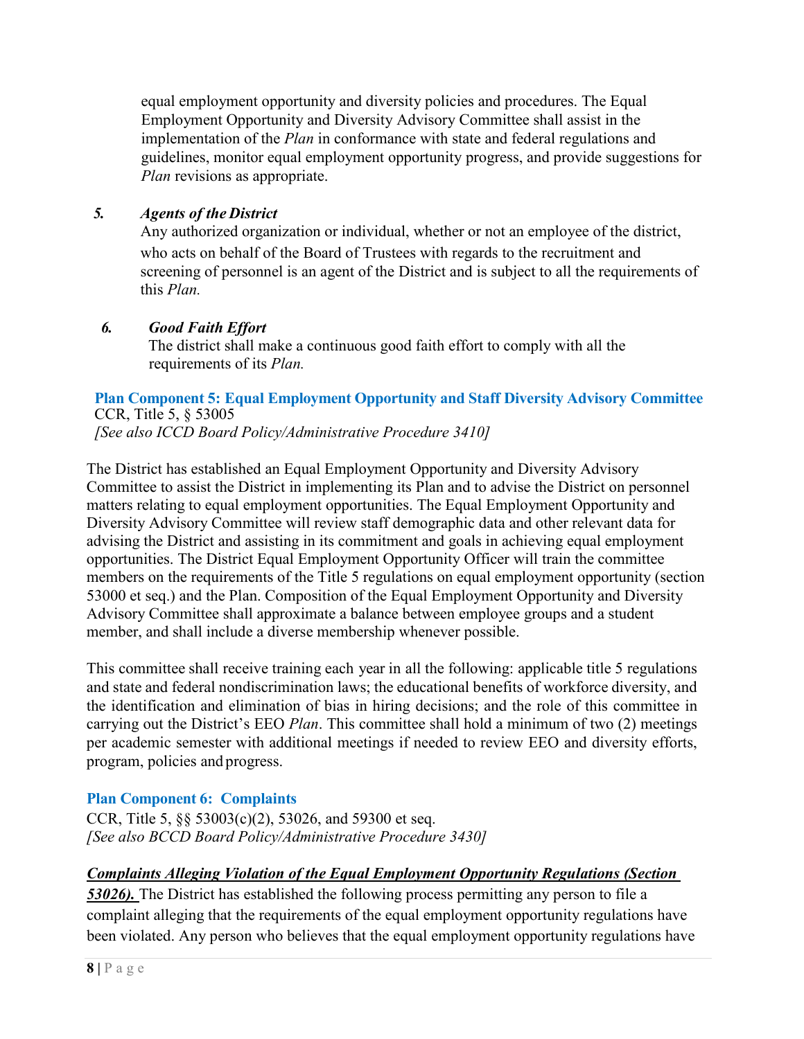equal employment opportunity and diversity policies and procedures. The Equal Employment Opportunity and Diversity Advisory Committee shall assist in the implementation of the *Plan* in conformance with state and federal regulations and guidelines, monitor equal employment opportunity progress, and provide suggestions for *Plan* revisions as appropriate.

***5. Agents of the District***

Any authorized organization or individual, whether or not an employee of the district, who acts on behalf of the Board of Trustees with regards to the recruitment and screening of personnel is an agent of the District and is subject to all the requirements of this *Plan.*

***6. Good Faith Effort***

The district shall make a continuous good faith effort to comply with all the requirements of its *Plan.*

### Plan Component 5: Equal Employment Opportunity and Staff Diversity Advisory Committee

CCR, Title 5, § 53005
*[See also ICCD Board Policy/Administrative Procedure 3410]*

The District has established an Equal Employment Opportunity and Diversity Advisory Committee to assist the District in implementing its Plan and to advise the District on personnel matters relating to equal employment opportunities. The Equal Employment Opportunity and Diversity Advisory Committee will review staff demographic data and other relevant data for advising the District and assisting in its commitment and goals in achieving equal employment opportunities. The District Equal Employment Opportunity Officer will train the committee members on the requirements of the Title 5 regulations on equal employment opportunity (section 53000 et seq.) and the Plan. Composition of the Equal Employment Opportunity and Diversity Advisory Committee shall approximate a balance between employee groups and a student member, and shall include a diverse membership whenever possible.

This committee shall receive training each year in all the following: applicable title 5 regulations and state and federal nondiscrimination laws; the educational benefits of workforce diversity, and the identification and elimination of bias in hiring decisions; and the role of this committee in carrying out the District's EEO *Plan*. This committee shall hold a minimum of two (2) meetings per academic semester with additional meetings if needed to review EEO and diversity efforts, program, policies and progress.

### Plan Component 6: Complaints

CCR, Title 5, §§ 53003(c)(2), 53026, and 59300 et seq.
*[See also BCCD Board Policy/Administrative Procedure 3430]*

***Complaints Alleging Violation of the Equal Employment Opportunity Regulations (Section 53026).*** The District has established the following process permitting any person to file a complaint alleging that the requirements of the equal employment opportunity regulations have been violated. Any person who believes that the equal employment opportunity regulations have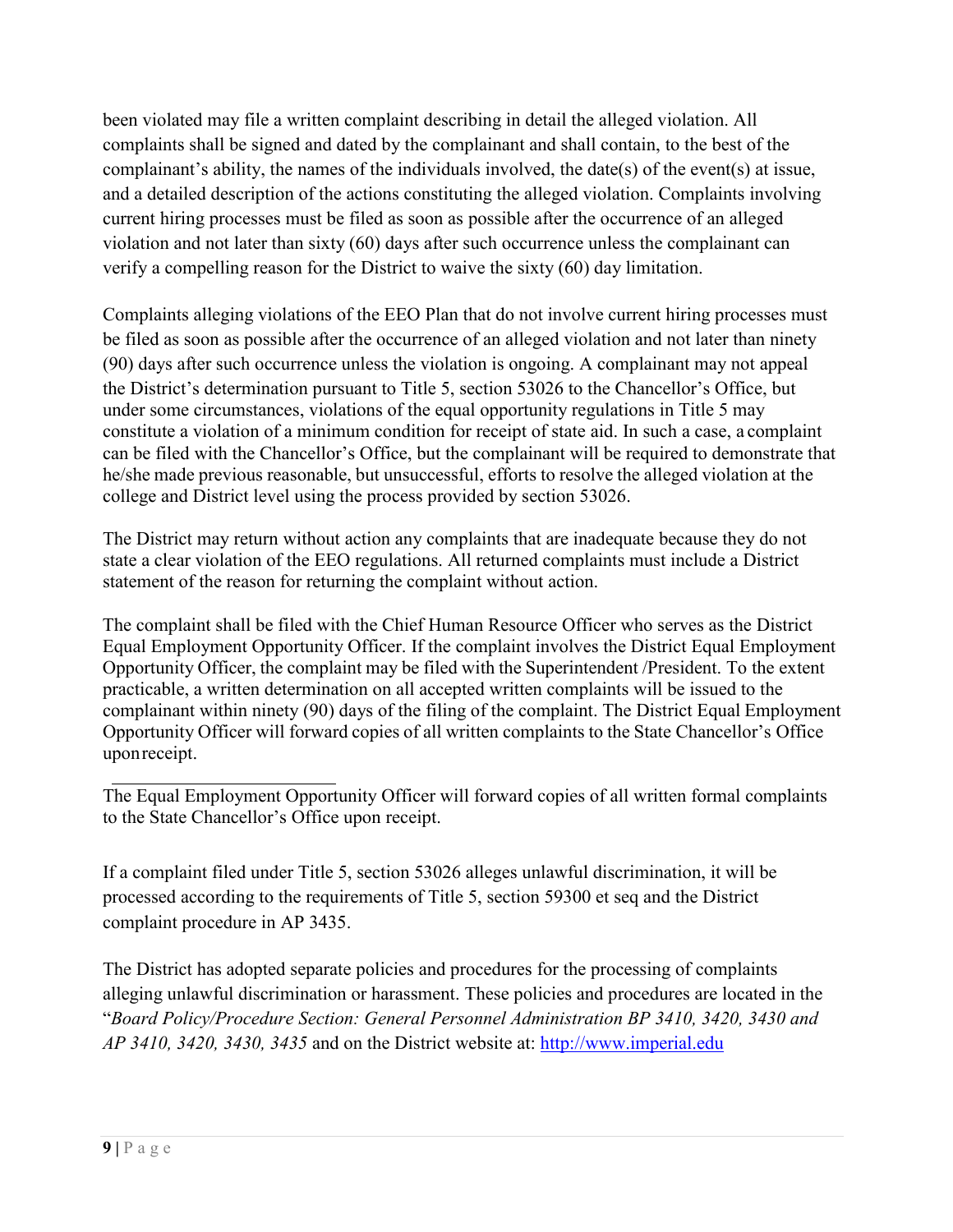been violated may file a written complaint describing in detail the alleged violation. All complaints shall be signed and dated by the complainant and shall contain, to the best of the complainant's ability, the names of the individuals involved, the date(s) of the event(s) at issue, and a detailed description of the actions constituting the alleged violation. Complaints involving current hiring processes must be filed as soon as possible after the occurrence of an alleged violation and not later than sixty (60) days after such occurrence unless the complainant can verify a compelling reason for the District to waive the sixty (60) day limitation.

Complaints alleging violations of the EEO Plan that do not involve current hiring processes must be filed as soon as possible after the occurrence of an alleged violation and not later than ninety (90) days after such occurrence unless the violation is ongoing. A complainant may not appeal the District's determination pursuant to Title 5, section 53026 to the Chancellor's Office, but under some circumstances, violations of the equal opportunity regulations in Title 5 may constitute a violation of a minimum condition for receipt of state aid. In such a case, a complaint can be filed with the Chancellor's Office, but the complainant will be required to demonstrate that he/she made previous reasonable, but unsuccessful, efforts to resolve the alleged violation at the college and District level using the process provided by section 53026.

The District may return without action any complaints that are inadequate because they do not state a clear violation of the EEO regulations. All returned complaints must include a District statement of the reason for returning the complaint without action.

The complaint shall be filed with the Chief Human Resource Officer who serves as the District Equal Employment Opportunity Officer. If the complaint involves the District Equal Employment Opportunity Officer, the complaint may be filed with the Superintendent /President. To the extent practicable, a written determination on all accepted written complaints will be issued to the complainant within ninety (90) days of the filing of the complaint. The District Equal Employment Opportunity Officer will forward copies of all written complaints to the State Chancellor's Office upon receipt.

---

The Equal Employment Opportunity Officer will forward copies of all written formal complaints to the State Chancellor's Office upon receipt.

If a complaint filed under Title 5, section 53026 alleges unlawful discrimination, it will be processed according to the requirements of Title 5, section 59300 et seq and the District complaint procedure in AP 3435.

The District has adopted separate policies and procedures for the processing of complaints alleging unlawful discrimination or harassment. These policies and procedures are located in the "*Board Policy/Procedure Section: General Personnel Administration BP 3410, 3420, 3430 and AP 3410, 3420, 3430, 3435* and on the District website at: [http://www.imperial.edu](http://www.imperial.edu)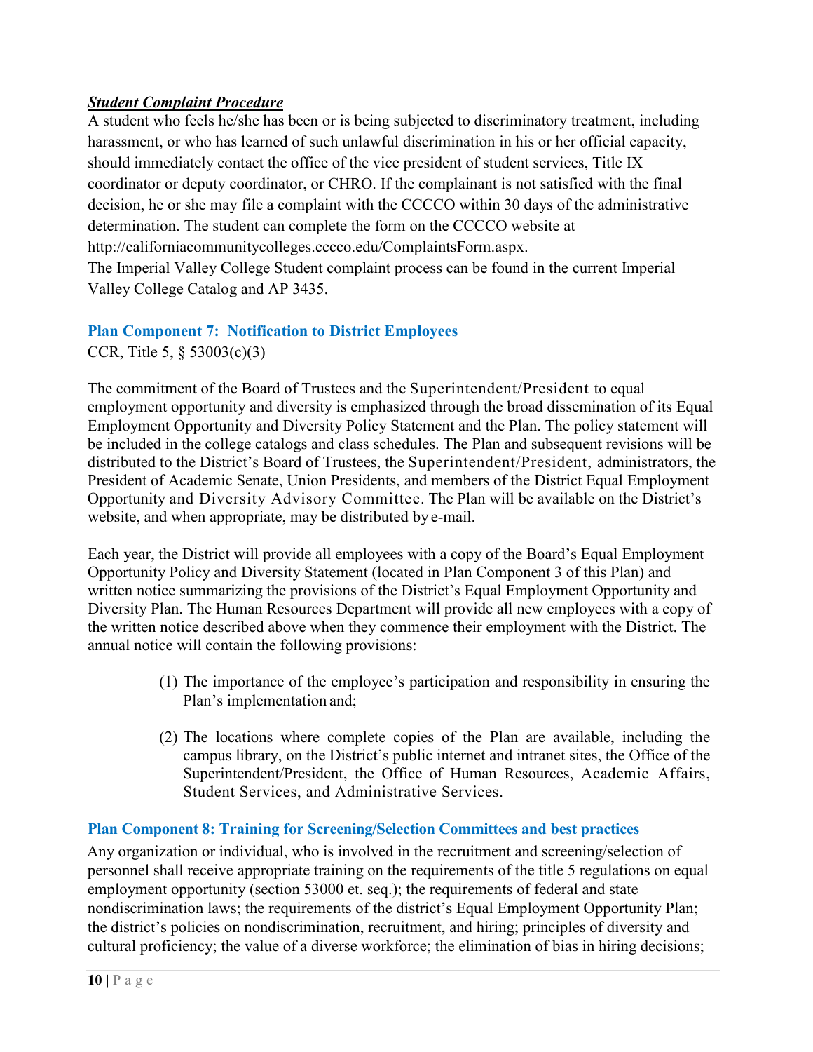***Student Complaint Procedure***

A student who feels he/she has been or is being subjected to discriminatory treatment, including harassment, or who has learned of such unlawful discrimination in his or her official capacity, should immediately contact the office of the vice president of student services, Title IX coordinator or deputy coordinator, or CHRO. If the complainant is not satisfied with the final decision, he or she may file a complaint with the CCCCO within 30 days of the administrative determination. The student can complete the form on the CCCCO website at http://californiacommunitycolleges.cccco.edu/ComplaintsForm.aspx.

The Imperial Valley College Student complaint process can be found in the current Imperial Valley College Catalog and AP 3435.

## Plan Component 7: Notification to District Employees

CCR, Title 5, § 53003(c)(3)

The commitment of the Board of Trustees and the Superintendent/President to equal employment opportunity and diversity is emphasized through the broad dissemination of its Equal Employment Opportunity and Diversity Policy Statement and the Plan. The policy statement will be included in the college catalogs and class schedules. The Plan and subsequent revisions will be distributed to the District's Board of Trustees, the Superintendent/President, administrators, the President of Academic Senate, Union Presidents, and members of the District Equal Employment Opportunity and Diversity Advisory Committee. The Plan will be available on the District's website, and when appropriate, may be distributed by e-mail.

Each year, the District will provide all employees with a copy of the Board's Equal Employment Opportunity Policy and Diversity Statement (located in Plan Component 3 of this Plan) and written notice summarizing the provisions of the District's Equal Employment Opportunity and Diversity Plan. The Human Resources Department will provide all new employees with a copy of the written notice described above when they commence their employment with the District. The annual notice will contain the following provisions:

(1) The importance of the employee's participation and responsibility in ensuring the Plan's implementation and;

(2) The locations where complete copies of the Plan are available, including the campus library, on the District's public internet and intranet sites, the Office of the Superintendent/President, the Office of Human Resources, Academic Affairs, Student Services, and Administrative Services.

## Plan Component 8: Training for Screening/Selection Committees and best practices

Any organization or individual, who is involved in the recruitment and screening/selection of personnel shall receive appropriate training on the requirements of the title 5 regulations on equal employment opportunity (section 53000 et. seq.); the requirements of federal and state nondiscrimination laws; the requirements of the district's Equal Employment Opportunity Plan; the district's policies on nondiscrimination, recruitment, and hiring; principles of diversity and cultural proficiency; the value of a diverse workforce; the elimination of bias in hiring decisions;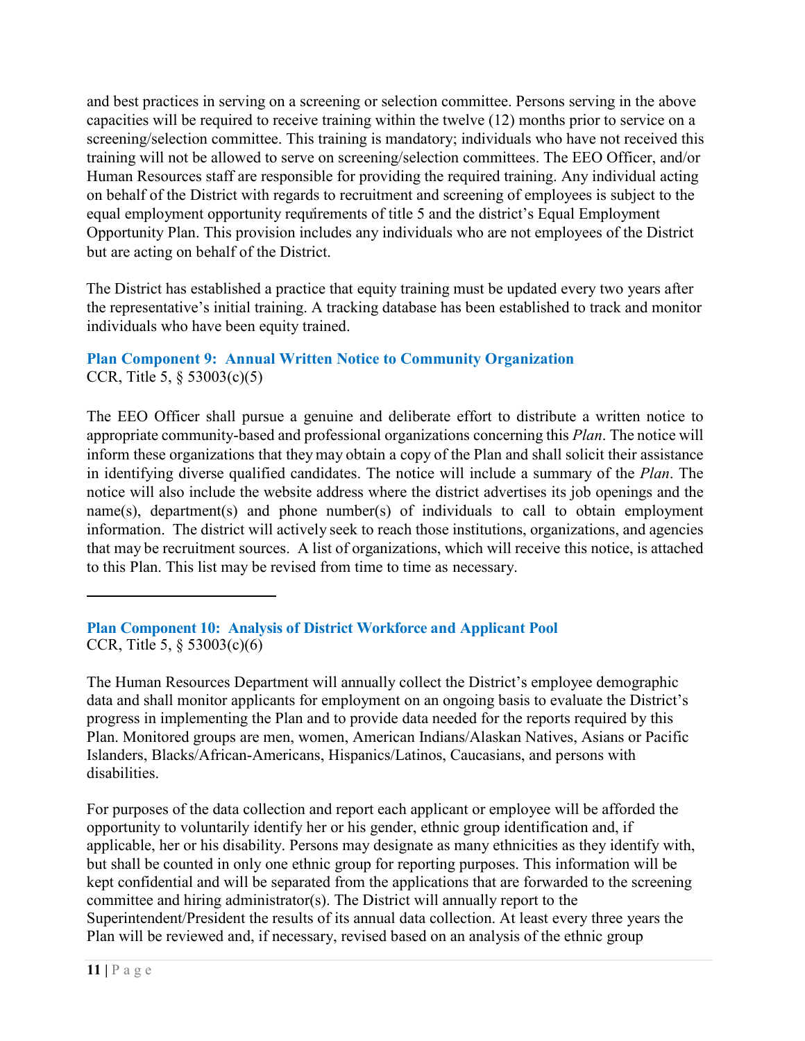and best practices in serving on a screening or selection committee. Persons serving in the above capacities will be required to receive training within the twelve (12) months prior to service on a screening/selection committee. This training is mandatory; individuals who have not received this training will not be allowed to serve on screening/selection committees. The EEO Officer, and/or Human Resources staff are responsible for providing the required training. Any individual acting on behalf of the District with regards to recruitment and screening of employees is subject to the equal employment opportunity requirements of title 5 and the district's Equal Employment Opportunity Plan. This provision includes any individuals who are not employees of the District but are acting on behalf of the District.

The District has established a practice that equity training must be updated every two years after the representative's initial training. A tracking database has been established to track and monitor individuals who have been equity trained.

### Plan Component 9: Annual Written Notice to Community Organization

CCR, Title 5, § 53003(c)(5)

The EEO Officer shall pursue a genuine and deliberate effort to distribute a written notice to appropriate community-based and professional organizations concerning this *Plan*. The notice will inform these organizations that they may obtain a copy of the Plan and shall solicit their assistance in identifying diverse qualified candidates. The notice will include a summary of the *Plan*. The notice will also include the website address where the district advertises its job openings and the name(s), department(s) and phone number(s) of individuals to call to obtain employment information. The district will actively seek to reach those institutions, organizations, and agencies that may be recruitment sources. A list of organizations, which will receive this notice, is attached to this Plan. This list may be revised from time to time as necessary.

### Plan Component 10: Analysis of District Workforce and Applicant Pool

CCR, Title 5, § 53003(c)(6)

The Human Resources Department will annually collect the District's employee demographic data and shall monitor applicants for employment on an ongoing basis to evaluate the District's progress in implementing the Plan and to provide data needed for the reports required by this Plan. Monitored groups are men, women, American Indians/Alaskan Natives, Asians or Pacific Islanders, Blacks/African-Americans, Hispanics/Latinos, Caucasians, and persons with disabilities.

For purposes of the data collection and report each applicant or employee will be afforded the opportunity to voluntarily identify her or his gender, ethnic group identification and, if applicable, her or his disability. Persons may designate as many ethnicities as they identify with, but shall be counted in only one ethnic group for reporting purposes. This information will be kept confidential and will be separated from the applications that are forwarded to the screening committee and hiring administrator(s). The District will annually report to the Superintendent/President the results of its annual data collection. At least every three years the Plan will be reviewed and, if necessary, revised based on an analysis of the ethnic group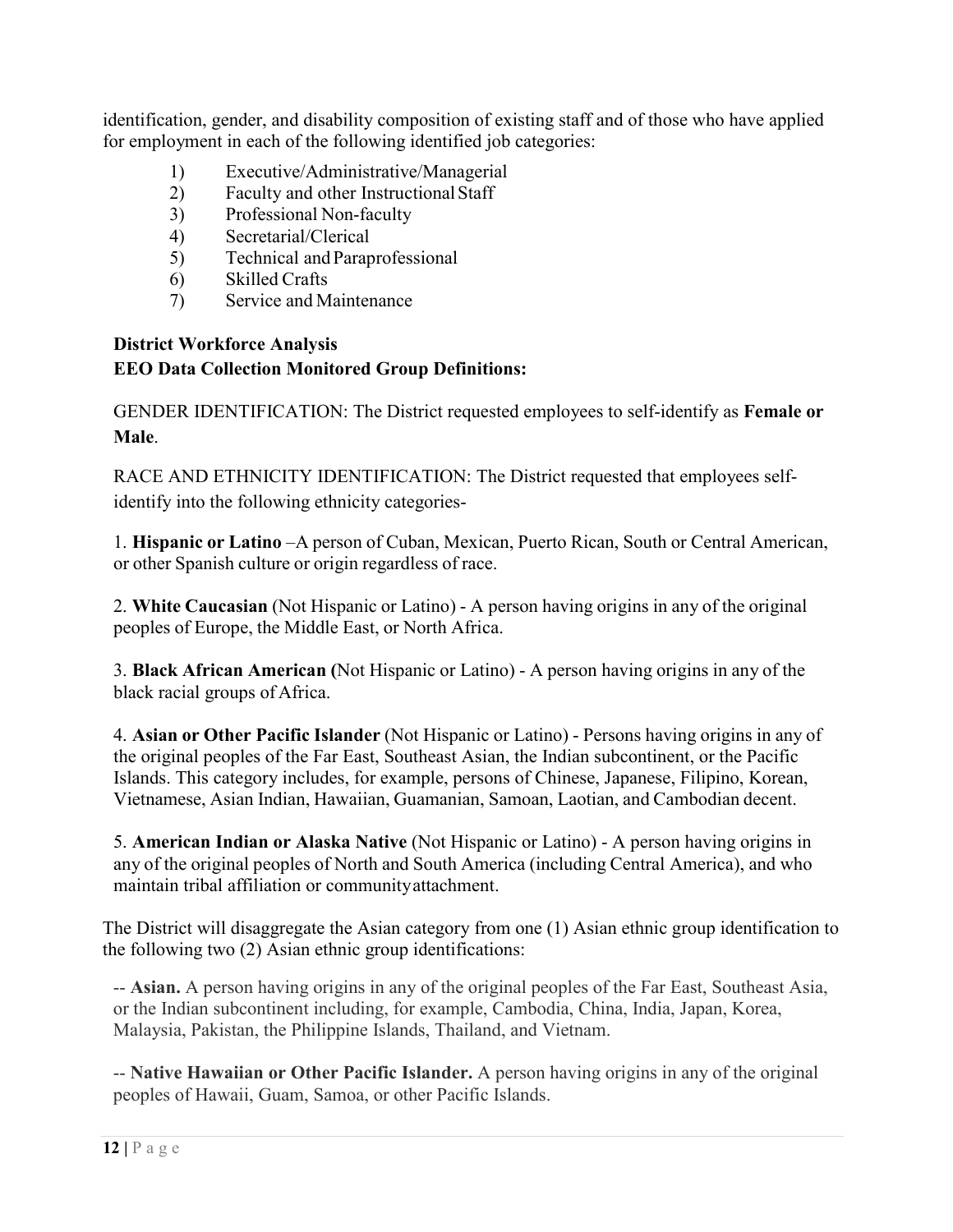identification, gender, and disability composition of existing staff and of those who have applied for employment in each of the following identified job categories:

1) Executive/Administrative/Managerial
2) Faculty and other Instructional Staff
3) Professional Non-faculty
4) Secretarial/Clerical
5) Technical and Paraprofessional
6) Skilled Crafts
7) Service and Maintenance

**District Workforce Analysis**
**EEO Data Collection Monitored Group Definitions:**

GENDER IDENTIFICATION: The District requested employees to self-identify as **Female or Male**.

RACE AND ETHNICITY IDENTIFICATION: The District requested that employees self-identify into the following ethnicity categories-

1. **Hispanic or Latino** –A person of Cuban, Mexican, Puerto Rican, South or Central American, or other Spanish culture or origin regardless of race.

2. **White Caucasian** (Not Hispanic or Latino) - A person having origins in any of the original peoples of Europe, the Middle East, or North Africa.

3. **Black African American (**Not Hispanic or Latino) - A person having origins in any of the black racial groups of Africa.

4. **Asian or Other Pacific Islander** (Not Hispanic or Latino) - Persons having origins in any of the original peoples of the Far East, Southeast Asian, the Indian subcontinent, or the Pacific Islands. This category includes, for example, persons of Chinese, Japanese, Filipino, Korean, Vietnamese, Asian Indian, Hawaiian, Guamanian, Samoan, Laotian, and Cambodian decent.

5. **American Indian or Alaska Native** (Not Hispanic or Latino) - A person having origins in any of the original peoples of North and South America (including Central America), and who maintain tribal affiliation or community attachment.

The District will disaggregate the Asian category from one (1) Asian ethnic group identification to the following two (2) Asian ethnic group identifications:

-- **Asian.** A person having origins in any of the original peoples of the Far East, Southeast Asia, or the Indian subcontinent including, for example, Cambodia, China, India, Japan, Korea, Malaysia, Pakistan, the Philippine Islands, Thailand, and Vietnam.

-- **Native Hawaiian or Other Pacific Islander.** A person having origins in any of the original peoples of Hawaii, Guam, Samoa, or other Pacific Islands.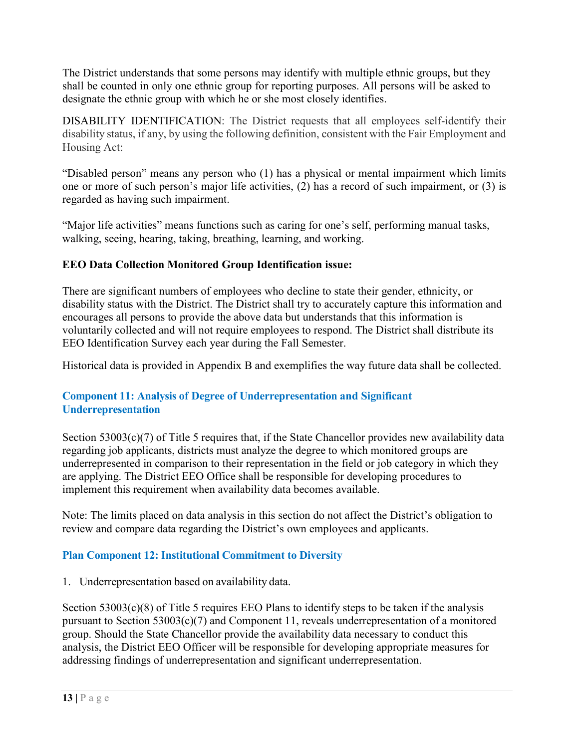The District understands that some persons may identify with multiple ethnic groups, but they shall be counted in only one ethnic group for reporting purposes. All persons will be asked to designate the ethnic group with which he or she most closely identifies.

DISABILITY IDENTIFICATION: The District requests that all employees self-identify their disability status, if any, by using the following definition, consistent with the Fair Employment and Housing Act:

"Disabled person" means any person who (1) has a physical or mental impairment which limits one or more of such person's major life activities, (2) has a record of such impairment, or (3) is regarded as having such impairment.

"Major life activities" means functions such as caring for one's self, performing manual tasks, walking, seeing, hearing, taking, breathing, learning, and working.

**EEO Data Collection Monitored Group Identification issue:**

There are significant numbers of employees who decline to state their gender, ethnicity, or disability status with the District. The District shall try to accurately capture this information and encourages all persons to provide the above data but understands that this information is voluntarily collected and will not require employees to respond. The District shall distribute its EEO Identification Survey each year during the Fall Semester.

Historical data is provided in Appendix B and exemplifies the way future data shall be collected.

### Component 11: Analysis of Degree of Underrepresentation and Significant Underrepresentation

Section 53003(c)(7) of Title 5 requires that, if the State Chancellor provides new availability data regarding job applicants, districts must analyze the degree to which monitored groups are underrepresented in comparison to their representation in the field or job category in which they are applying. The District EEO Office shall be responsible for developing procedures to implement this requirement when availability data becomes available.

Note: The limits placed on data analysis in this section do not affect the District's obligation to review and compare data regarding the District's own employees and applicants.

### Plan Component 12: Institutional Commitment to Diversity

1. Underrepresentation based on availability data.

Section 53003(c)(8) of Title 5 requires EEO Plans to identify steps to be taken if the analysis pursuant to Section 53003(c)(7) and Component 11, reveals underrepresentation of a monitored group. Should the State Chancellor provide the availability data necessary to conduct this analysis, the District EEO Officer will be responsible for developing appropriate measures for addressing findings of underrepresentation and significant underrepresentation.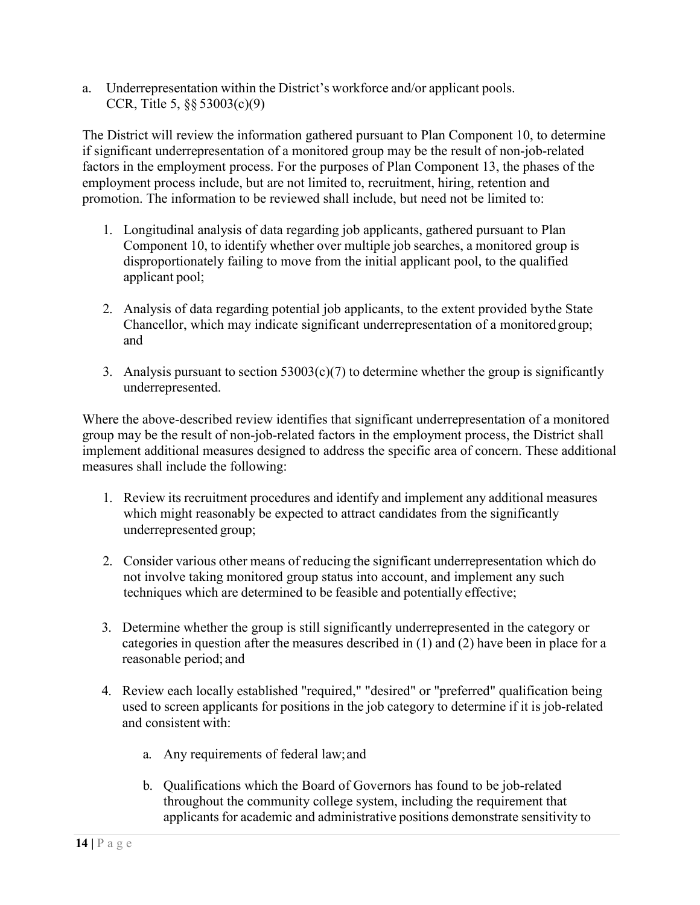a. Underrepresentation within the District's workforce and/or applicant pools. CCR, Title 5, §§ 53003(c)(9)

The District will review the information gathered pursuant to Plan Component 10, to determine if significant underrepresentation of a monitored group may be the result of non-job-related factors in the employment process. For the purposes of Plan Component 13, the phases of the employment process include, but are not limited to, recruitment, hiring, retention and promotion. The information to be reviewed shall include, but need not be limited to:

1. Longitudinal analysis of data regarding job applicants, gathered pursuant to Plan Component 10, to identify whether over multiple job searches, a monitored group is disproportionately failing to move from the initial applicant pool, to the qualified applicant pool;

2. Analysis of data regarding potential job applicants, to the extent provided by the State Chancellor, which may indicate significant underrepresentation of a monitored group; and

3. Analysis pursuant to section 53003(c)(7) to determine whether the group is significantly underrepresented.

Where the above-described review identifies that significant underrepresentation of a monitored group may be the result of non-job-related factors in the employment process, the District shall implement additional measures designed to address the specific area of concern. These additional measures shall include the following:

1. Review its recruitment procedures and identify and implement any additional measures which might reasonably be expected to attract candidates from the significantly underrepresented group;

2. Consider various other means of reducing the significant underrepresentation which do not involve taking monitored group status into account, and implement any such techniques which are determined to be feasible and potentially effective;

3. Determine whether the group is still significantly underrepresented in the category or categories in question after the measures described in (1) and (2) have been in place for a reasonable period; and

4. Review each locally established "required," "desired" or "preferred" qualification being used to screen applicants for positions in the job category to determine if it is job-related and consistent with:

    a. Any requirements of federal law; and

    b. Qualifications which the Board of Governors has found to be job-related throughout the community college system, including the requirement that applicants for academic and administrative positions demonstrate sensitivity to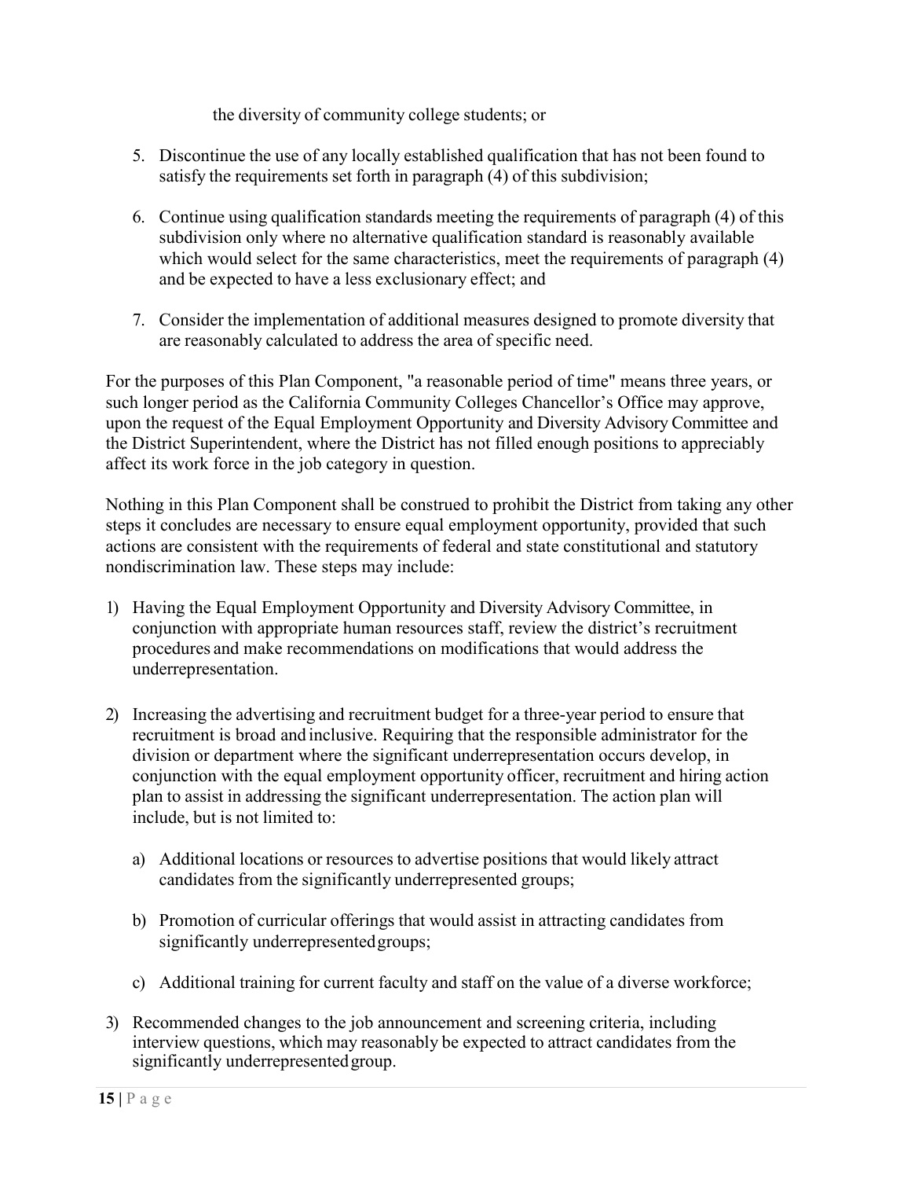the diversity of community college students; or

5. Discontinue the use of any locally established qualification that has not been found to satisfy the requirements set forth in paragraph (4) of this subdivision;

6. Continue using qualification standards meeting the requirements of paragraph (4) of this subdivision only where no alternative qualification standard is reasonably available which would select for the same characteristics, meet the requirements of paragraph (4) and be expected to have a less exclusionary effect; and

7. Consider the implementation of additional measures designed to promote diversity that are reasonably calculated to address the area of specific need.

For the purposes of this Plan Component, "a reasonable period of time" means three years, or such longer period as the California Community Colleges Chancellor's Office may approve, upon the request of the Equal Employment Opportunity and Diversity Advisory Committee and the District Superintendent, where the District has not filled enough positions to appreciably affect its work force in the job category in question.

Nothing in this Plan Component shall be construed to prohibit the District from taking any other steps it concludes are necessary to ensure equal employment opportunity, provided that such actions are consistent with the requirements of federal and state constitutional and statutory nondiscrimination law. These steps may include:

1) Having the Equal Employment Opportunity and Diversity Advisory Committee, in conjunction with appropriate human resources staff, review the district's recruitment procedures and make recommendations on modifications that would address the underrepresentation.

2) Increasing the advertising and recruitment budget for a three-year period to ensure that recruitment is broad and inclusive. Requiring that the responsible administrator for the division or department where the significant underrepresentation occurs develop, in conjunction with the equal employment opportunity officer, recruitment and hiring action plan to assist in addressing the significant underrepresentation. The action plan will include, but is not limited to:

   a) Additional locations or resources to advertise positions that would likely attract candidates from the significantly underrepresented groups;

   b) Promotion of curricular offerings that would assist in attracting candidates from significantly underrepresented groups;

   c) Additional training for current faculty and staff on the value of a diverse workforce;

3) Recommended changes to the job announcement and screening criteria, including interview questions, which may reasonably be expected to attract candidates from the significantly underrepresented group.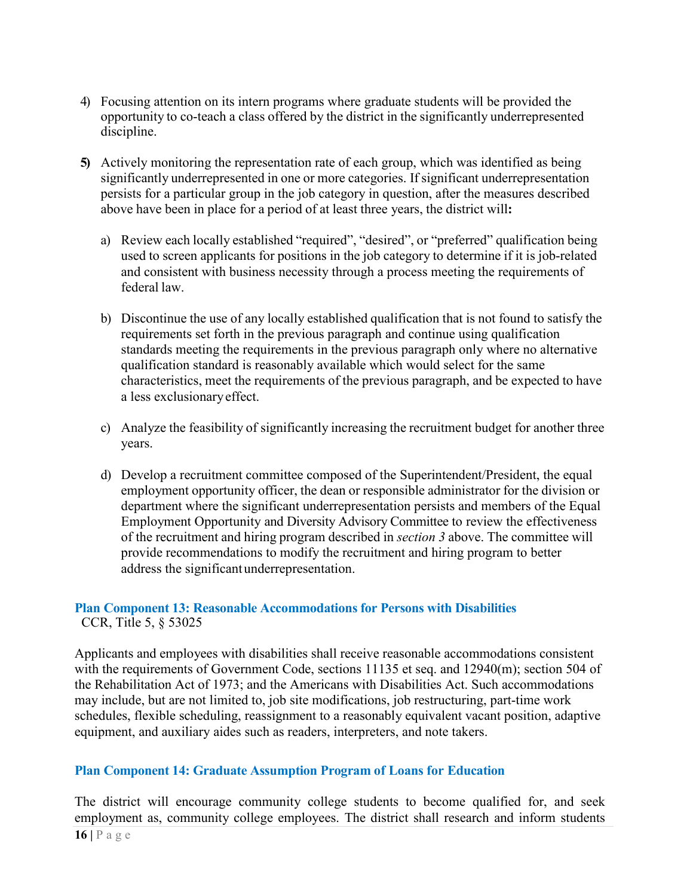4) Focusing attention on its intern programs where graduate students will be provided the opportunity to co-teach a class offered by the district in the significantly underrepresented discipline.

5) Actively monitoring the representation rate of each group, which was identified as being significantly underrepresented in one or more categories. If significant underrepresentation persists for a particular group in the job category in question, after the measures described above have been in place for a period of at least three years, the district will**:**

   a) Review each locally established "required", "desired", or "preferred" qualification being used to screen applicants for positions in the job category to determine if it is job-related and consistent with business necessity through a process meeting the requirements of federal law.

   b) Discontinue the use of any locally established qualification that is not found to satisfy the requirements set forth in the previous paragraph and continue using qualification standards meeting the requirements in the previous paragraph only where no alternative qualification standard is reasonably available which would select for the same characteristics, meet the requirements of the previous paragraph, and be expected to have a less exclusionary effect.

   c) Analyze the feasibility of significantly increasing the recruitment budget for another three years.

   d) Develop a recruitment committee composed of the Superintendent/President, the equal employment opportunity officer, the dean or responsible administrator for the division or department where the significant underrepresentation persists and members of the Equal Employment Opportunity and Diversity Advisory Committee to review the effectiveness of the recruitment and hiring program described in *section 3* above. The committee will provide recommendations to modify the recruitment and hiring program to better address the significant underrepresentation.

### Plan Component 13: Reasonable Accommodations for Persons with Disabilities

CCR, Title 5, § 53025

Applicants and employees with disabilities shall receive reasonable accommodations consistent with the requirements of Government Code, sections 11135 et seq. and 12940(m); section 504 of the Rehabilitation Act of 1973; and the Americans with Disabilities Act. Such accommodations may include, but are not limited to, job site modifications, job restructuring, part-time work schedules, flexible scheduling, reassignment to a reasonably equivalent vacant position, adaptive equipment, and auxiliary aides such as readers, interpreters, and note takers.

### Plan Component 14: Graduate Assumption Program of Loans for Education

The district will encourage community college students to become qualified for, and seek employment as, community college employees. The district shall research and inform students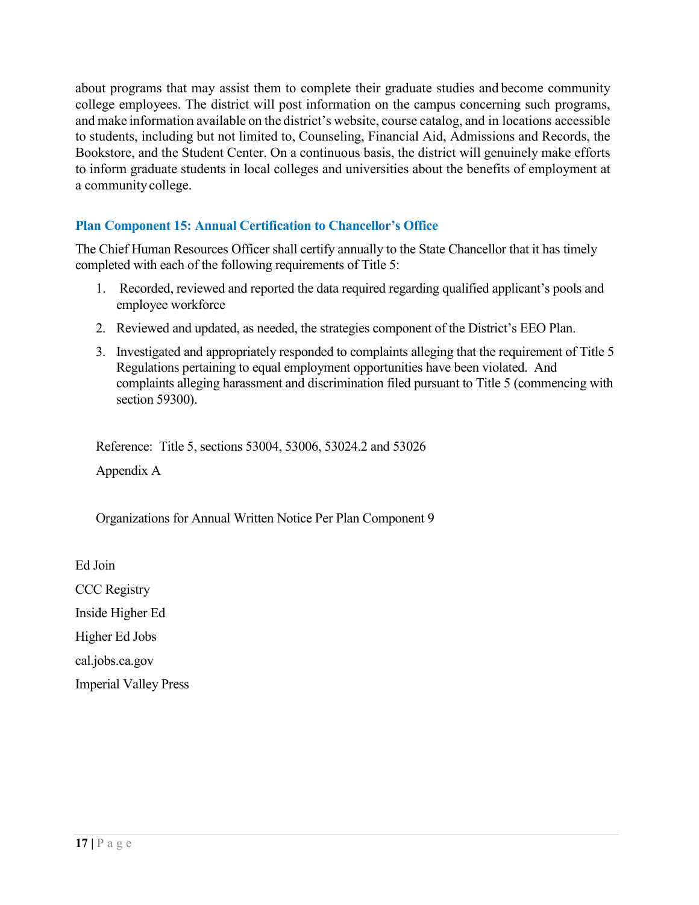about programs that may assist them to complete their graduate studies and become community college employees. The district will post information on the campus concerning such programs, and make information available on the district's website, course catalog, and in locations accessible to students, including but not limited to, Counseling, Financial Aid, Admissions and Records, the Bookstore, and the Student Center. On a continuous basis, the district will genuinely make efforts to inform graduate students in local colleges and universities about the benefits of employment at a community college.

### Plan Component 15: Annual Certification to Chancellor's Office

The Chief Human Resources Officer shall certify annually to the State Chancellor that it has timely completed with each of the following requirements of Title 5:

1. Recorded, reviewed and reported the data required regarding qualified applicant's pools and employee workforce
2. Reviewed and updated, as needed, the strategies component of the District's EEO Plan.
3. Investigated and appropriately responded to complaints alleging that the requirement of Title 5 Regulations pertaining to equal employment opportunities have been violated. And complaints alleging harassment and discrimination filed pursuant to Title 5 (commencing with section 59300).

Reference: Title 5, sections 53004, 53006, 53024.2 and 53026

Appendix A

Organizations for Annual Written Notice Per Plan Component 9

Ed Join

CCC Registry

Inside Higher Ed

Higher Ed Jobs

cal.jobs.ca.gov

Imperial Valley Press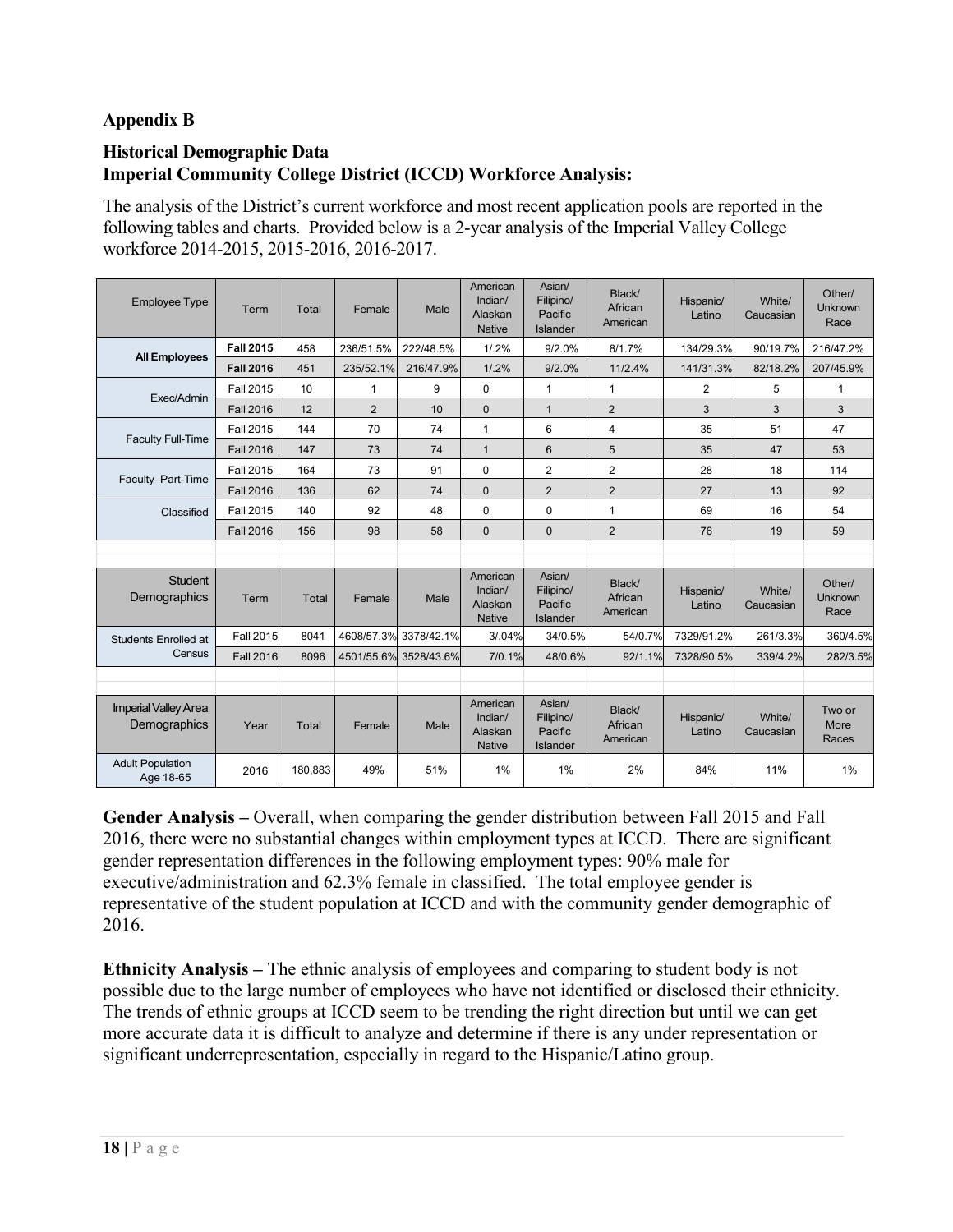**Appendix B**

**Historical Demographic Data**
**Imperial Community College District (ICCD) Workforce Analysis:**

The analysis of the District's current workforce and most recent application pools are reported in the following tables and charts. Provided below is a 2-year analysis of the Imperial Valley College workforce 2014-2015, 2015-2016, 2016-2017.

| Employee Type | Term | Total | Female | Male | American Indian/ Alaskan Native | Asian/ Filipino/ Pacific Islander | Black/ African American | Hispanic/ Latino | White/ Caucasian | Other/ Unknown Race |
|---|---|---|---|---|---|---|---|---|---|---|
| **All Employees** | **Fall 2015** | 458 | 236/51.5% | 222/48.5% | 1/.2% | 9/2.0% | 8/1.7% | 134/29.3% | 90/19.7% | 216/47.2% |
| | **Fall 2016** | 451 | 235/52.1% | 216/47.9% | 1/.2% | 9/2.0% | 11/2.4% | 141/31.3% | 82/18.2% | 207/45.9% |
| Exec/Admin | Fall 2015 | 10 | 1 | 9 | 0 | 1 | 1 | 2 | 5 | 1 |
| | Fall 2016 | 12 | 2 | 10 | 0 | 1 | 2 | 3 | 3 | 3 |
| Faculty Full-Time | Fall 2015 | 144 | 70 | 74 | 1 | 6 | 4 | 35 | 51 | 47 |
| | Fall 2016 | 147 | 73 | 74 | 1 | 6 | 5 | 35 | 47 | 53 |
| Faculty–Part-Time | Fall 2015 | 164 | 73 | 91 | 0 | 2 | 2 | 28 | 18 | 114 |
| | Fall 2016 | 136 | 62 | 74 | 0 | 2 | 2 | 27 | 13 | 92 |
| Classified | Fall 2015 | 140 | 92 | 48 | 0 | 0 | 1 | 69 | 16 | 54 |
| | Fall 2016 | 156 | 98 | 58 | 0 | 0 | 2 | 76 | 19 | 59 |

| Student Demographics | Term | Total | Female | Male | American Indian/ Alaskan Native | Asian/ Filipino/ Pacific Islander | Black/ African American | Hispanic/ Latino | White/ Caucasian | Other/ Unknown Race |
|---|---|---|---|---|---|---|---|---|---|---|
| Students Enrolled at Census | Fall 2015 | 8041 | 4608/57.3% | 3378/42.1% | 3/.04% | 34/0.5% | 54/0.7% | 7329/91.2% | 261/3.3% | 360/4.5% |
| | Fall 2016 | 8096 | 4501/55.6% | 3528/43.6% | 7/0.1% | 48/0.6% | 92/1.1% | 7328/90.5% | 339/4.2% | 282/3.5% |

| Imperial Valley Area Demographics | Year | Total | Female | Male | American Indian/ Alaskan Native | Asian/ Filipino/ Pacific Islander | Black/ African American | Hispanic/ Latino | White/ Caucasian | Two or More Races |
|---|---|---|---|---|---|---|---|---|---|---|
| Adult Population Age 18-65 | 2016 | 180,883 | 49% | 51% | 1% | 1% | 2% | 84% | 11% | 1% |

**Gender Analysis –** Overall, when comparing the gender distribution between Fall 2015 and Fall 2016, there were no substantial changes within employment types at ICCD. There are significant gender representation differences in the following employment types: 90% male for executive/administration and 62.3% female in classified. The total employee gender is representative of the student population at ICCD and with the community gender demographic of 2016.

**Ethnicity Analysis –** The ethnic analysis of employees and comparing to student body is not possible due to the large number of employees who have not identified or disclosed their ethnicity. The trends of ethnic groups at ICCD seem to be trending the right direction but until we can get more accurate data it is difficult to analyze and determine if there is any under representation or significant underrepresentation, especially in regard to the Hispanic/Latino group.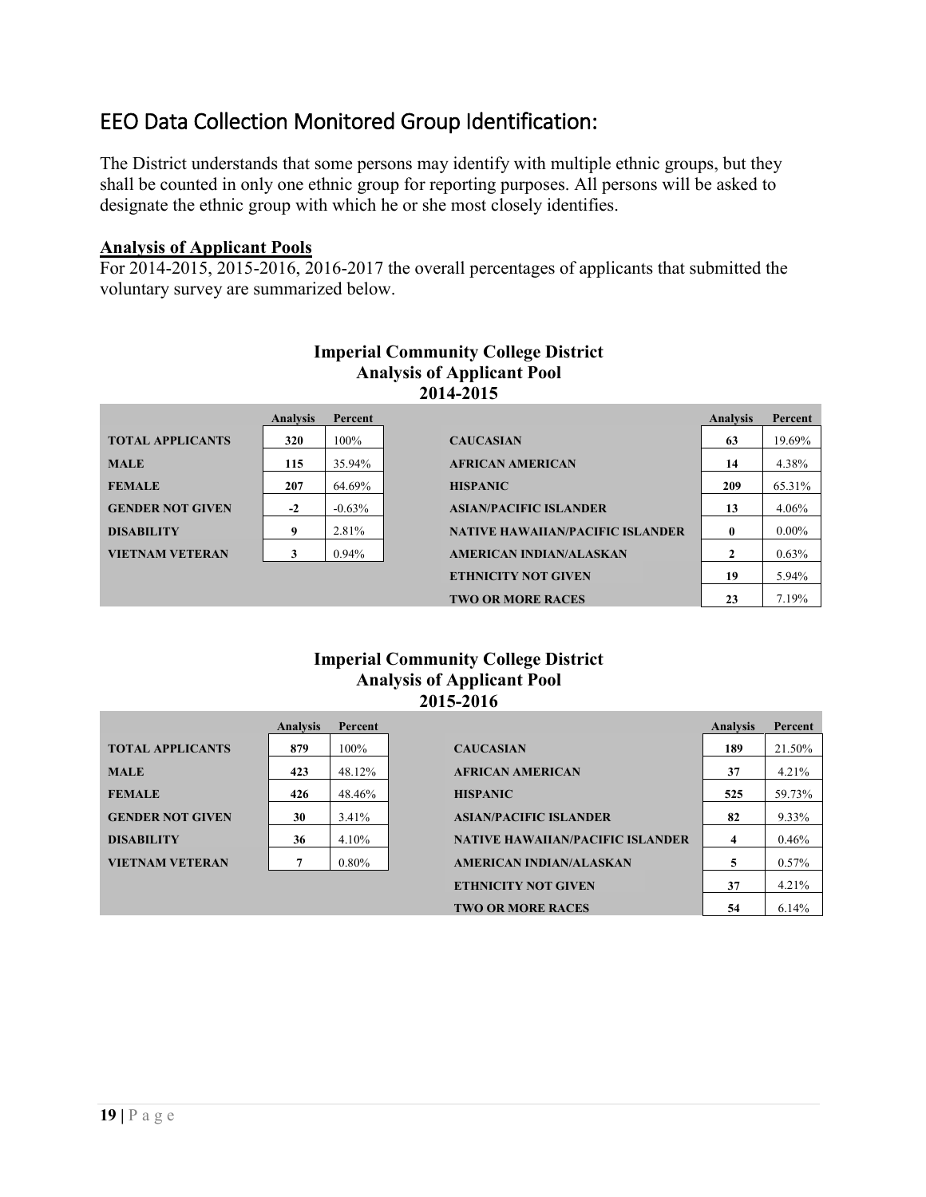## EEO Data Collection Monitored Group Identification:

The District understands that some persons may identify with multiple ethnic groups, but they shall be counted in only one ethnic group for reporting purposes. All persons will be asked to designate the ethnic group with which he or she most closely identifies.

**Analysis of Applicant Pools**

For 2014-2015, 2015-2016, 2016-2017 the overall percentages of applicants that submitted the voluntary survey are summarized below.

**Imperial Community College District**
**Analysis of Applicant Pool**
**2014-2015**

| | Analysis | Percent | | Analysis | Percent |
|---|---|---|---|---|---|
| **TOTAL APPLICANTS** | **320** | 100% | **CAUCASIAN** | **63** | 19.69% |
| **MALE** | **115** | 35.94% | **AFRICAN AMERICAN** | **14** | 4.38% |
| **FEMALE** | **207** | 64.69% | **HISPANIC** | **209** | 65.31% |
| **GENDER NOT GIVEN** | **-2** | -0.63% | **ASIAN/PACIFIC ISLANDER** | **13** | 4.06% |
| **DISABILITY** | **9** | 2.81% | **NATIVE HAWAIIAN/PACIFIC ISLANDER** | **0** | 0.00% |
| **VIETNAM VETERAN** | **3** | 0.94% | **AMERICAN INDIAN/ALASKAN** | **2** | 0.63% |
| | | | **ETHNICITY NOT GIVEN** | **19** | 5.94% |
| | | | **TWO OR MORE RACES** | **23** | 7.19% |

**Imperial Community College District**
**Analysis of Applicant Pool**
**2015-2016**

| | Analysis | Percent | | Analysis | Percent |
|---|---|---|---|---|---|
| **TOTAL APPLICANTS** | **879** | 100% | **CAUCASIAN** | **189** | 21.50% |
| **MALE** | **423** | 48.12% | **AFRICAN AMERICAN** | **37** | 4.21% |
| **FEMALE** | **426** | 48.46% | **HISPANIC** | **525** | 59.73% |
| **GENDER NOT GIVEN** | **30** | 3.41% | **ASIAN/PACIFIC ISLANDER** | **82** | 9.33% |
| **DISABILITY** | **36** | 4.10% | **NATIVE HAWAIIAN/PACIFIC ISLANDER** | **4** | 0.46% |
| **VIETNAM VETERAN** | **7** | 0.80% | **AMERICAN INDIAN/ALASKAN** | **5** | 0.57% |
| | | | **ETHNICITY NOT GIVEN** | **37** | 4.21% |
| | | | **TWO OR MORE RACES** | **54** | 6.14% |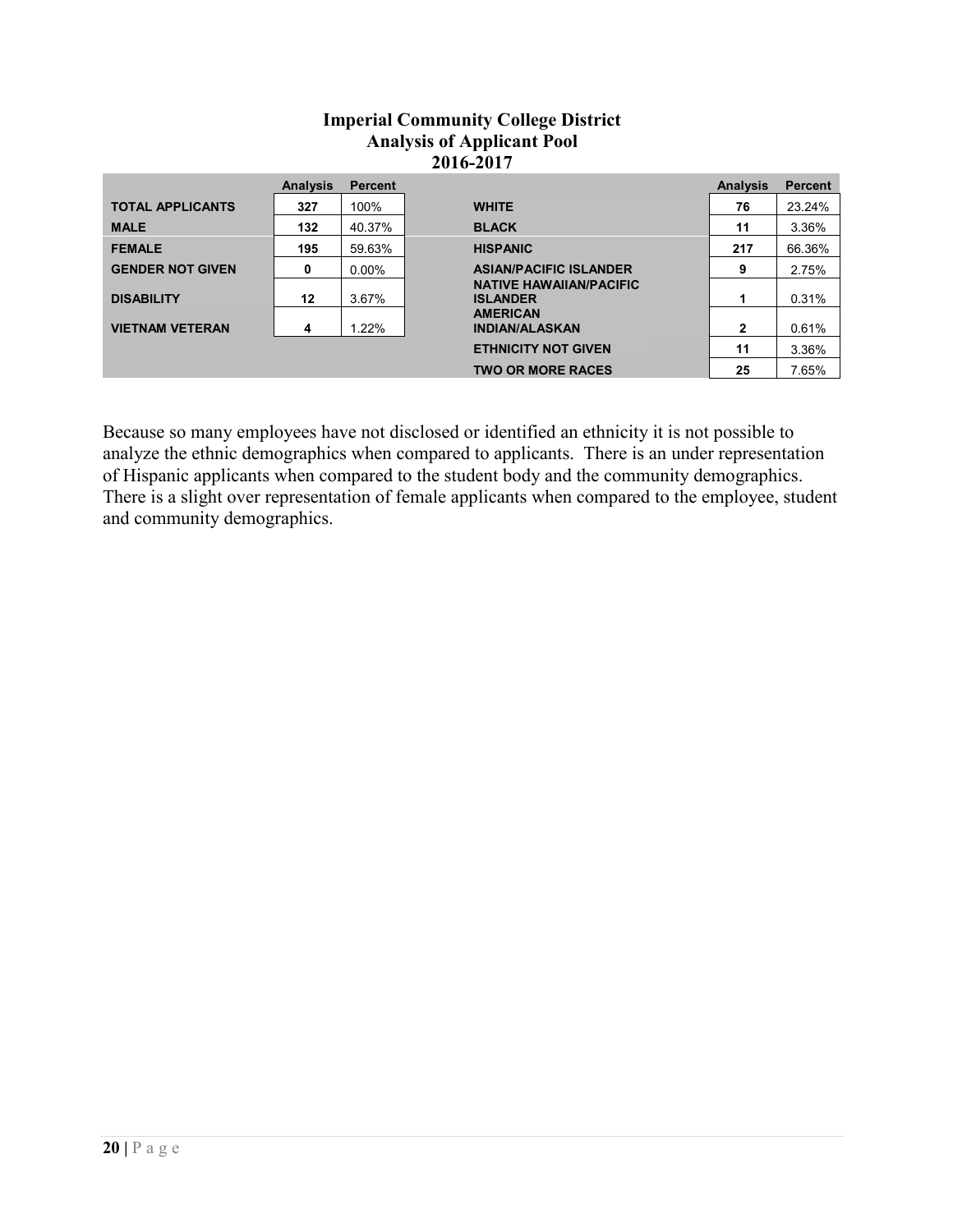**Imperial Community College District**
**Analysis of Applicant Pool**
**2016-2017**

| | Analysis | Percent | | Analysis | Percent |
|---|---|---|---|---|---|
| **TOTAL APPLICANTS** | **327** | 100% | **WHITE** | **76** | 23.24% |
| **MALE** | **132** | 40.37% | **BLACK** | **11** | 3.36% |
| **FEMALE** | **195** | 59.63% | **HISPANIC** | **217** | 66.36% |
| **GENDER NOT GIVEN** | **0** | 0.00% | **ASIAN/PACIFIC ISLANDER** | **9** | 2.75% |
| **DISABILITY** | **12** | 3.67% | **NATIVE HAWAIIAN/PACIFIC ISLANDER** | **1** | 0.31% |
| **VIETNAM VETERAN** | **4** | 1.22% | **AMERICAN INDIAN/ALASKAN** | **2** | 0.61% |
| | | | **ETHNICITY NOT GIVEN** | **11** | 3.36% |
| | | | **TWO OR MORE RACES** | **25** | 7.65% |

Because so many employees have not disclosed or identified an ethnicity it is not possible to analyze the ethnic demographics when compared to applicants. There is an under representation of Hispanic applicants when compared to the student body and the community demographics. There is a slight over representation of female applicants when compared to the employee, student and community demographics.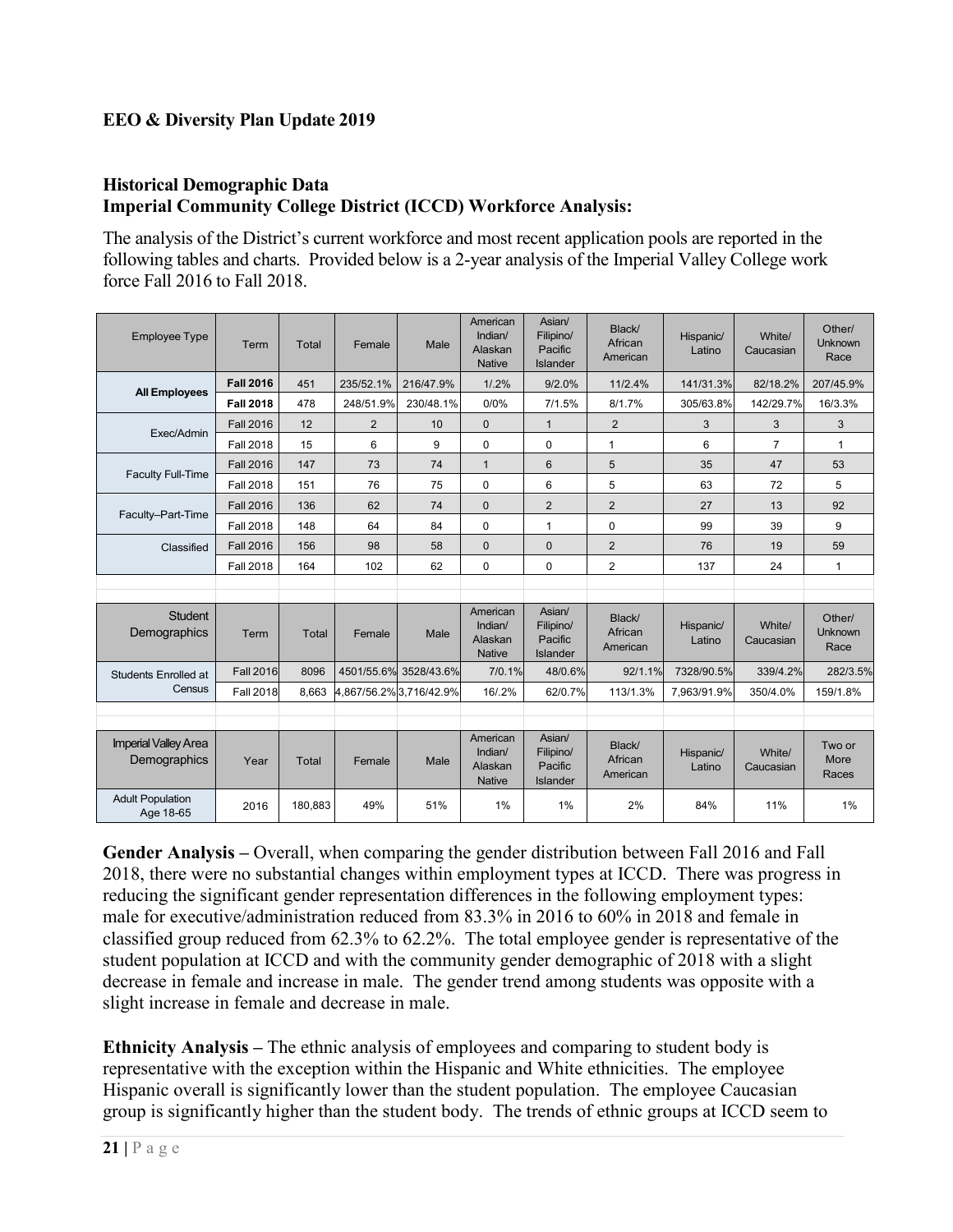**EEO & Diversity Plan Update 2019**

**Historical Demographic Data**
**Imperial Community College District (ICCD) Workforce Analysis:**

The analysis of the District's current workforce and most recent application pools are reported in the following tables and charts. Provided below is a 2-year analysis of the Imperial Valley College work force Fall 2016 to Fall 2018.

| Employee Type | Term | Total | Female | Male | American Indian/ Alaskan Native | Asian/ Filipino/ Pacific Islander | Black/ African American | Hispanic/ Latino | White/ Caucasian | Other/ Unknown Race |
|---|---|---|---|---|---|---|---|---|---|---|
| All Employees | **Fall 2016** | 451 | 235/52.1% | 216/47.9% | 1/.2% | 9/2.0% | 11/2.4% | 141/31.3% | 82/18.2% | 207/45.9% |
| | **Fall 2018** | 478 | 248/51.9% | 230/48.1% | 0/0% | 7/1.5% | 8/1.7% | 305/63.8% | 142/29.7% | 16/3.3% |
| Exec/Admin | Fall 2016 | 12 | 2 | 10 | 0 | 1 | 2 | 3 | 3 | 3 |
| | Fall 2018 | 15 | 6 | 9 | 0 | 0 | 1 | 6 | 7 | 1 |
| Faculty Full-Time | Fall 2016 | 147 | 73 | 74 | 1 | 6 | 5 | 35 | 47 | 53 |
| | Fall 2018 | 151 | 76 | 75 | 0 | 6 | 5 | 63 | 72 | 5 |
| Faculty–Part-Time | Fall 2016 | 136 | 62 | 74 | 0 | 2 | 2 | 27 | 13 | 92 |
| | Fall 2018 | 148 | 64 | 84 | 0 | 1 | 0 | 99 | 39 | 9 |
| Classified | Fall 2016 | 156 | 98 | 58 | 0 | 0 | 2 | 76 | 19 | 59 |
| | Fall 2018 | 164 | 102 | 62 | 0 | 0 | 2 | 137 | 24 | 1 |

| Student Demographics | Term | Total | Female | Male | American Indian/ Alaskan Native | Asian/ Filipino/ Pacific Islander | Black/ African American | Hispanic/ Latino | White/ Caucasian | Other/ Unknown Race |
|---|---|---|---|---|---|---|---|---|---|---|
| Students Enrolled at Census | Fall 2016 | 8096 | 4501/55.6% | 3528/43.6% | 7/0.1% | 48/0.6% | 92/1.1% | 7328/90.5% | 339/4.2% | 282/3.5% |
| | Fall 2018 | 8,663 | 4,867/56.2% | 3,716/42.9% | 16/.2% | 62/0.7% | 113/1.3% | 7,963/91.9% | 350/4.0% | 159/1.8% |

| Imperial Valley Area Demographics | Year | Total | Female | Male | American Indian/ Alaskan Native | Asian/ Filipino/ Pacific Islander | Black/ African American | Hispanic/ Latino | White/ Caucasian | Two or More Races |
|---|---|---|---|---|---|---|---|---|---|---|
| Adult Population Age 18-65 | 2016 | 180,883 | 49% | 51% | 1% | 1% | 2% | 84% | 11% | 1% |

**Gender Analysis –** Overall, when comparing the gender distribution between Fall 2016 and Fall 2018, there were no substantial changes within employment types at ICCD. There was progress in reducing the significant gender representation differences in the following employment types: male for executive/administration reduced from 83.3% in 2016 to 60% in 2018 and female in classified group reduced from 62.3% to 62.2%. The total employee gender is representative of the student population at ICCD and with the community gender demographic of 2018 with a slight decrease in female and increase in male. The gender trend among students was opposite with a slight increase in female and decrease in male.

**Ethnicity Analysis –** The ethnic analysis of employees and comparing to student body is representative with the exception within the Hispanic and White ethnicities. The employee Hispanic overall is significantly lower than the student population. The employee Caucasian group is significantly higher than the student body. The trends of ethnic groups at ICCD seem to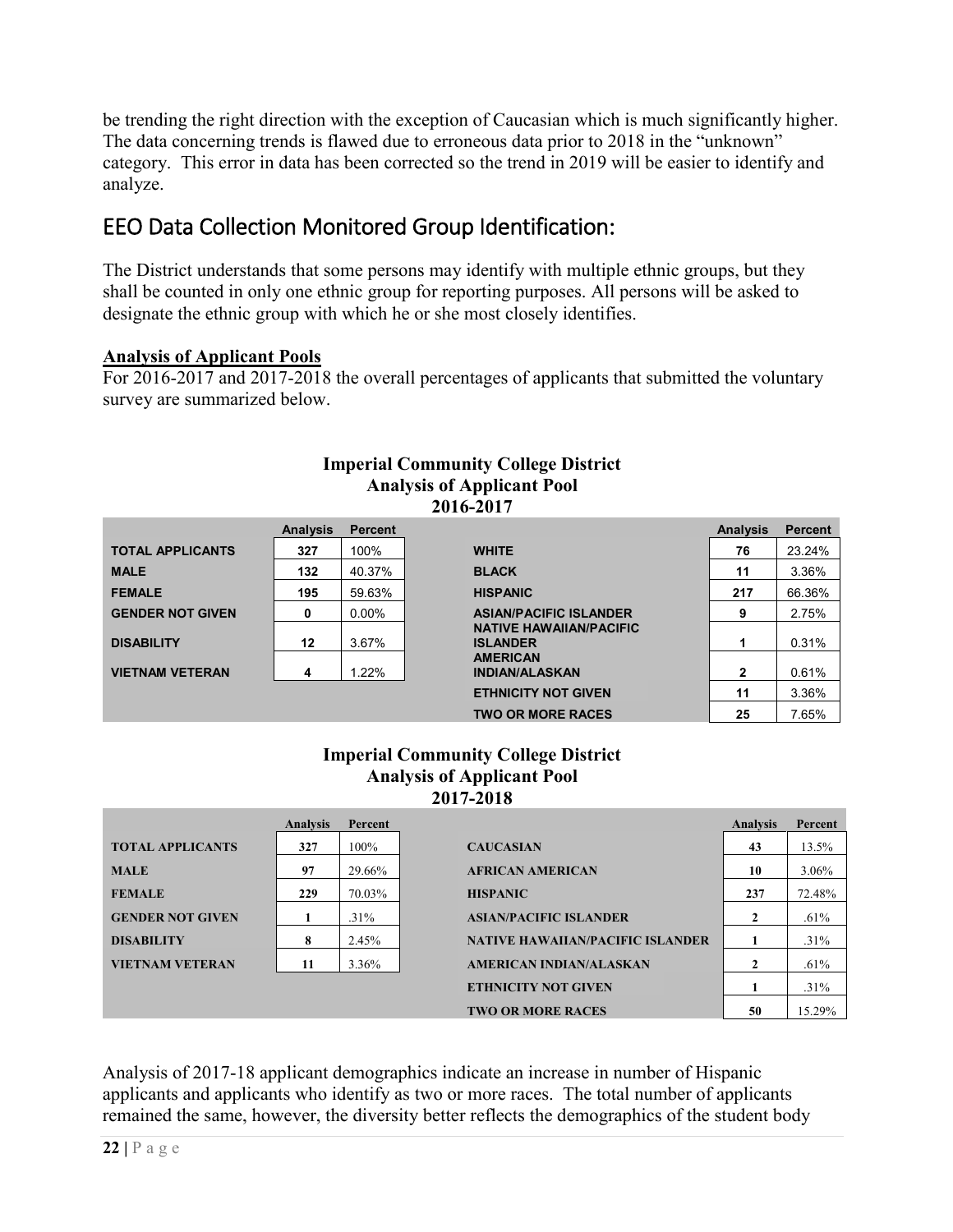be trending the right direction with the exception of Caucasian which is much significantly higher. The data concerning trends is flawed due to erroneous data prior to 2018 in the "unknown" category. This error in data has been corrected so the trend in 2019 will be easier to identify and analyze.

## EEO Data Collection Monitored Group Identification:

The District understands that some persons may identify with multiple ethnic groups, but they shall be counted in only one ethnic group for reporting purposes. All persons will be asked to designate the ethnic group with which he or she most closely identifies.

**Analysis of Applicant Pools**

For 2016-2017 and 2017-2018 the overall percentages of applicants that submitted the voluntary survey are summarized below.

**Imperial Community College District**
**Analysis of Applicant Pool**
**2016-2017**

| | Analysis | Percent | | Analysis | Percent |
|---|---|---|---|---|---|
| **TOTAL APPLICANTS** | 327 | 100% | **WHITE** | 76 | 23.24% |
| **MALE** | 132 | 40.37% | **BLACK** | 11 | 3.36% |
| **FEMALE** | 195 | 59.63% | **HISPANIC** | 217 | 66.36% |
| **GENDER NOT GIVEN** | 0 | 0.00% | **ASIAN/PACIFIC ISLANDER** | 9 | 2.75% |
| **DISABILITY** | 12 | 3.67% | **NATIVE HAWAIIAN/PACIFIC ISLANDER** | 1 | 0.31% |
| **VIETNAM VETERAN** | 4 | 1.22% | **AMERICAN INDIAN/ALASKAN** | 2 | 0.61% |
| | | | **ETHNICITY NOT GIVEN** | 11 | 3.36% |
| | | | **TWO OR MORE RACES** | 25 | 7.65% |

**Imperial Community College District**
**Analysis of Applicant Pool**
**2017-2018**

| | Analysis | Percent | | Analysis | Percent |
|---|---|---|---|---|---|
| **TOTAL APPLICANTS** | 327 | 100% | **CAUCASIAN** | 43 | 13.5% |
| **MALE** | 97 | 29.66% | **AFRICAN AMERICAN** | 10 | 3.06% |
| **FEMALE** | 229 | 70.03% | **HISPANIC** | 237 | 72.48% |
| **GENDER NOT GIVEN** | 1 | .31% | **ASIAN/PACIFIC ISLANDER** | 2 | .61% |
| **DISABILITY** | 8 | 2.45% | **NATIVE HAWAIIAN/PACIFIC ISLANDER** | 1 | .31% |
| **VIETNAM VETERAN** | 11 | 3.36% | **AMERICAN INDIAN/ALASKAN** | 2 | .61% |
| | | | **ETHNICITY NOT GIVEN** | 1 | .31% |
| | | | **TWO OR MORE RACES** | 50 | 15.29% |

Analysis of 2017-18 applicant demographics indicate an increase in number of Hispanic applicants and applicants who identify as two or more races. The total number of applicants remained the same, however, the diversity better reflects the demographics of the student body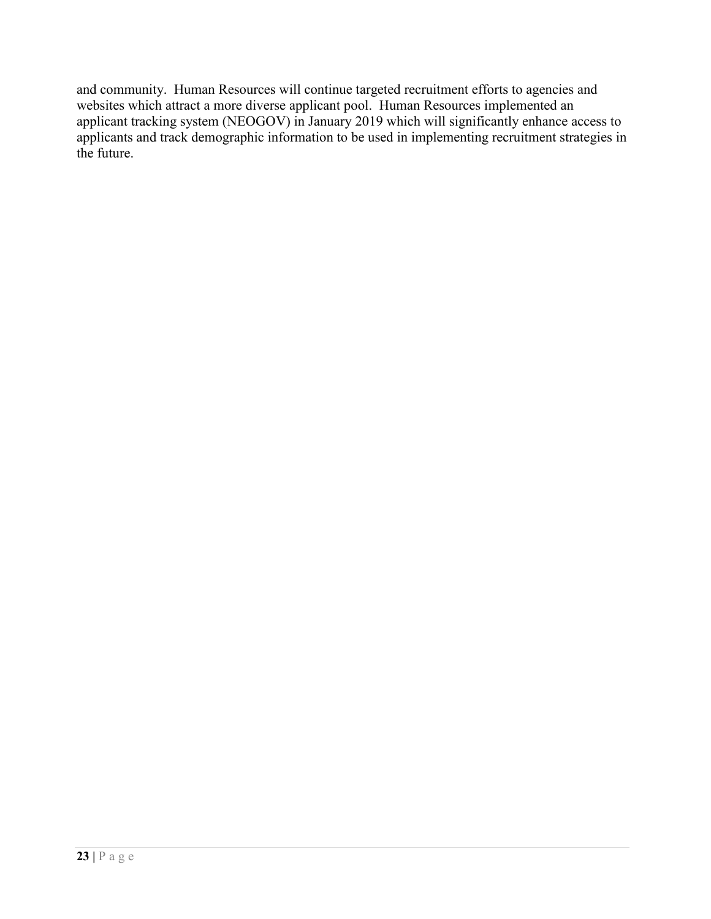and community. Human Resources will continue targeted recruitment efforts to agencies and websites which attract a more diverse applicant pool. Human Resources implemented an applicant tracking system (NEOGOV) in January 2019 which will significantly enhance access to applicants and track demographic information to be used in implementing recruitment strategies in the future.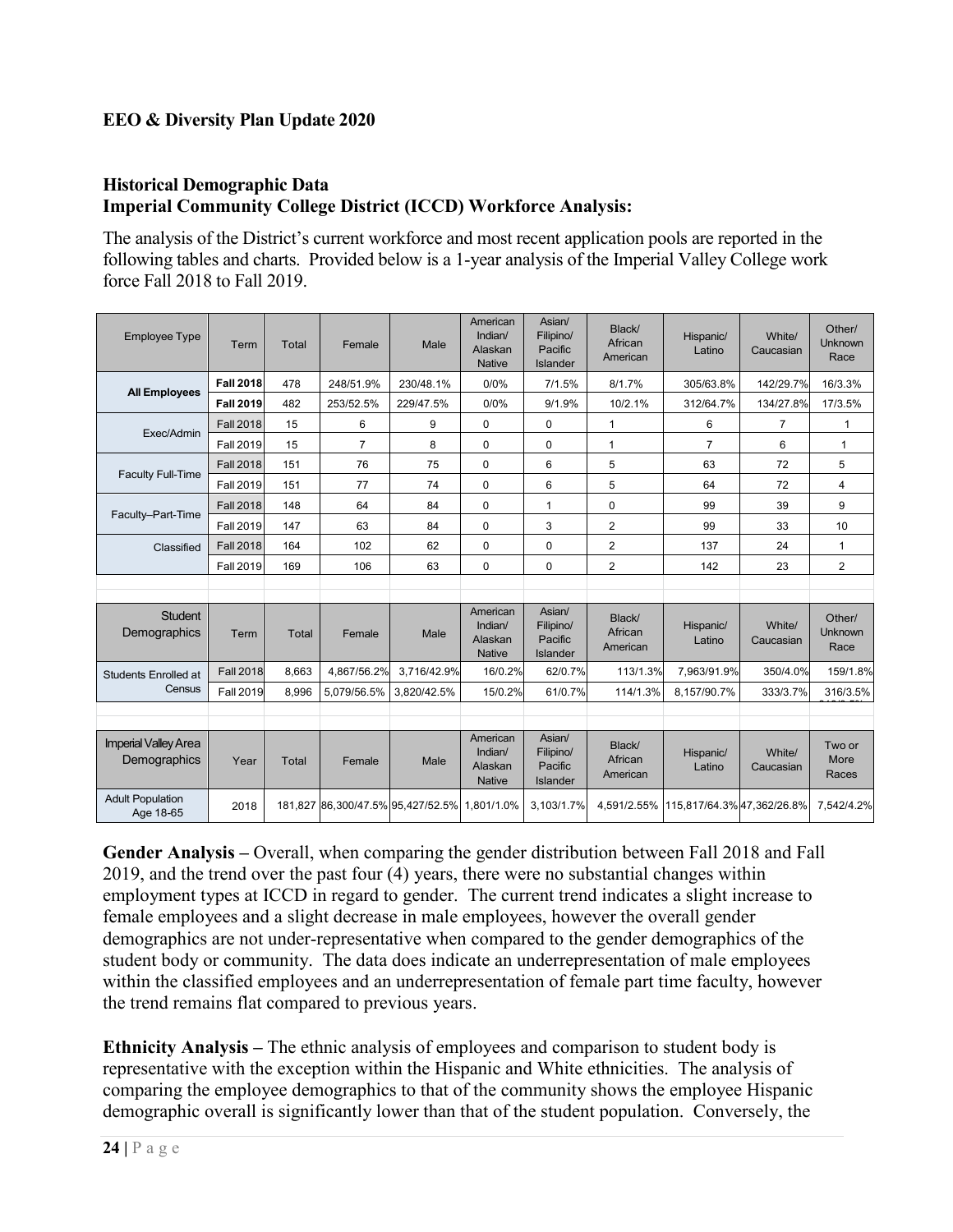**EEO & Diversity Plan Update 2020**

**Historical Demographic Data**
**Imperial Community College District (ICCD) Workforce Analysis:**

The analysis of the District's current workforce and most recent application pools are reported in the following tables and charts. Provided below is a 1-year analysis of the Imperial Valley College work force Fall 2018 to Fall 2019.

| Employee Type | Term | Total | Female | Male | American Indian/ Alaskan Native | Asian/ Filipino/ Pacific Islander | Black/ African American | Hispanic/ Latino | White/ Caucasian | Other/ Unknown Race |
|---|---|---|---|---|---|---|---|---|---|---|
| **All Employees** | **Fall 2018** | 478 | 248/51.9% | 230/48.1% | 0/0% | 7/1.5% | 8/1.7% | 305/63.8% | 142/29.7% | 16/3.3% |
| | **Fall 2019** | 482 | 253/52.5% | 229/47.5% | 0/0% | 9/1.9% | 10/2.1% | 312/64.7% | 134/27.8% | 17/3.5% |
| Exec/Admin | Fall 2018 | 15 | 6 | 9 | 0 | 0 | 1 | 6 | 7 | 1 |
| | Fall 2019 | 15 | 7 | 8 | 0 | 0 | 1 | 7 | 6 | 1 |
| Faculty Full-Time | Fall 2018 | 151 | 76 | 75 | 0 | 6 | 5 | 63 | 72 | 5 |
| | Fall 2019 | 151 | 77 | 74 | 0 | 6 | 5 | 64 | 72 | 4 |
| Faculty–Part-Time | Fall 2018 | 148 | 64 | 84 | 0 | 1 | 0 | 99 | 39 | 9 |
| | Fall 2019 | 147 | 63 | 84 | 0 | 3 | 2 | 99 | 33 | 10 |
| Classified | Fall 2018 | 164 | 102 | 62 | 0 | 0 | 2 | 137 | 24 | 1 |
| | Fall 2019 | 169 | 106 | 63 | 0 | 0 | 2 | 142 | 23 | 2 |

| Student Demographics | Term | Total | Female | Male | American Indian/ Alaskan Native | Asian/ Filipino/ Pacific Islander | Black/ African American | Hispanic/ Latino | White/ Caucasian | Other/ Unknown Race |
|---|---|---|---|---|---|---|---|---|---|---|
| Students Enrolled at Census | Fall 2018 | 8,663 | 4,867/56.2% | 3,716/42.9% | 16/0.2% | 62/0.7% | 113/1.3% | 7,963/91.9% | 350/4.0% | 159/1.8% |
| | Fall 2019 | 8,996 | 5,079/56.5% | 3,820/42.5% | 15/0.2% | 61/0.7% | 114/1.3% | 8,157/90.7% | 333/3.7% | 316/3.5% |

| Imperial Valley Area Demographics | Year | Total | Female | Male | American Indian/ Alaskan Native | Asian/ Filipino/ Pacific Islander | Black/ African American | Hispanic/ Latino | White/ Caucasian | Two or More Races |
|---|---|---|---|---|---|---|---|---|---|---|
| Adult Population Age 18-65 | 2018 | 181,827 | 86,300/47.5% | 95,427/52.5% | 1,801/1.0% | 3,103/1.7% | 4,591/2.55% | 115,817/64.3% | 47,362/26.8% | 7,542/4.2% |

**Gender Analysis –** Overall, when comparing the gender distribution between Fall 2018 and Fall 2019, and the trend over the past four (4) years, there were no substantial changes within employment types at ICCD in regard to gender. The current trend indicates a slight increase to female employees and a slight decrease in male employees, however the overall gender demographics are not under-representative when compared to the gender demographics of the student body or community. The data does indicate an underrepresentation of male employees within the classified employees and an underrepresentation of female part time faculty, however the trend remains flat compared to previous years.

**Ethnicity Analysis –** The ethnic analysis of employees and comparison to student body is representative with the exception within the Hispanic and White ethnicities. The analysis of comparing the employee demographics to that of the community shows the employee Hispanic demographic overall is significantly lower than that of the student population. Conversely, the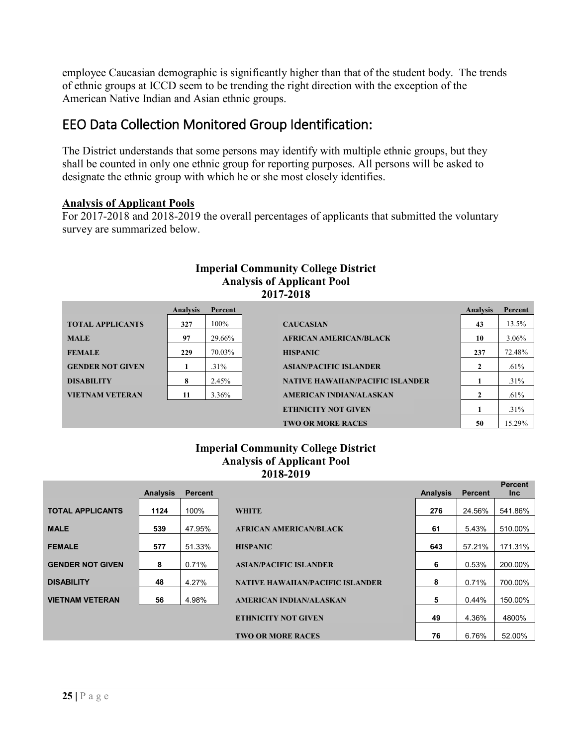employee Caucasian demographic is significantly higher than that of the student body. The trends of ethnic groups at ICCD seem to be trending the right direction with the exception of the American Native Indian and Asian ethnic groups.

## EEO Data Collection Monitored Group Identification:

The District understands that some persons may identify with multiple ethnic groups, but they shall be counted in only one ethnic group for reporting purposes. All persons will be asked to designate the ethnic group with which he or she most closely identifies.

**Analysis of Applicant Pools**

For 2017-2018 and 2018-2019 the overall percentages of applicants that submitted the voluntary survey are summarized below.

**Imperial Community College District**
**Analysis of Applicant Pool**
**2017-2018**

| | Analysis | Percent | | Analysis | Percent |
|---|---|---|---|---|---|
| **TOTAL APPLICANTS** | 327 | 100% | **CAUCASIAN** | 43 | 13.5% |
| **MALE** | 97 | 29.66% | **AFRICAN AMERICAN/BLACK** | 10 | 3.06% |
| **FEMALE** | 229 | 70.03% | **HISPANIC** | 237 | 72.48% |
| **GENDER NOT GIVEN** | 1 | .31% | **ASIAN/PACIFIC ISLANDER** | 2 | .61% |
| **DISABILITY** | 8 | 2.45% | **NATIVE HAWAIIAN/PACIFIC ISLANDER** | 1 | .31% |
| **VIETNAM VETERAN** | 11 | 3.36% | **AMERICAN INDIAN/ALASKAN** | 2 | .61% |
| | | | **ETHNICITY NOT GIVEN** | 1 | .31% |
| | | | **TWO OR MORE RACES** | 50 | 15.29% |

**Imperial Community College District**
**Analysis of Applicant Pool**
**2018-2019**

| | Analysis | Percent | | Analysis | Percent | Percent Inc |
|---|---|---|---|---|---|---|
| **TOTAL APPLICANTS** | 1124 | 100% | **WHITE** | 276 | 24.56% | 541.86% |
| **MALE** | 539 | 47.95% | **AFRICAN AMERICAN/BLACK** | 61 | 5.43% | 510.00% |
| **FEMALE** | 577 | 51.33% | **HISPANIC** | 643 | 57.21% | 171.31% |
| **GENDER NOT GIVEN** | 8 | 0.71% | **ASIAN/PACIFIC ISLANDER** | 6 | 0.53% | 200.00% |
| **DISABILITY** | 48 | 4.27% | **NATIVE HAWAIIAN/PACIFIC ISLANDER** | 8 | 0.71% | 700.00% |
| **VIETNAM VETERAN** | 56 | 4.98% | **AMERICAN INDIAN/ALASKAN** | 5 | 0.44% | 150.00% |
| | | | **ETHNICITY NOT GIVEN** | 49 | 4.36% | 4800% |
| | | | **TWO OR MORE RACES** | 76 | 6.76% | 52.00% |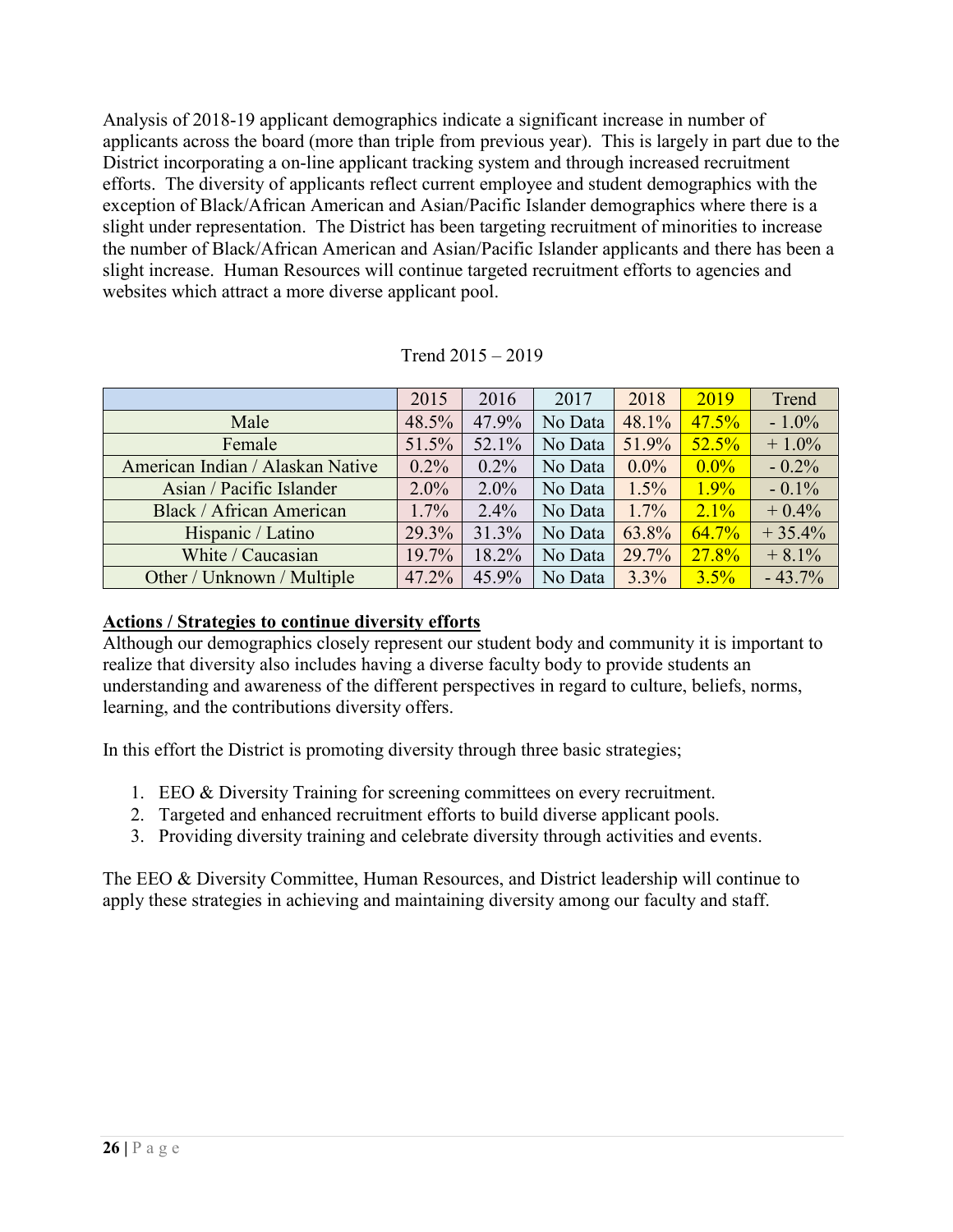Analysis of 2018-19 applicant demographics indicate a significant increase in number of applicants across the board (more than triple from previous year). This is largely in part due to the District incorporating a on-line applicant tracking system and through increased recruitment efforts. The diversity of applicants reflect current employee and student demographics with the exception of Black/African American and Asian/Pacific Islander demographics where there is a slight under representation. The District has been targeting recruitment of minorities to increase the number of Black/African American and Asian/Pacific Islander applicants and there has been a slight increase. Human Resources will continue targeted recruitment efforts to agencies and websites which attract a more diverse applicant pool.

Trend 2015 – 2019

| | 2015 | 2016 | 2017 | 2018 | 2019 | Trend |
|---|---|---|---|---|---|---|
| Male | 48.5% | 47.9% | No Data | 48.1% | 47.5% | - 1.0% |
| Female | 51.5% | 52.1% | No Data | 51.9% | 52.5% | + 1.0% |
| American Indian / Alaskan Native | 0.2% | 0.2% | No Data | 0.0% | 0.0% | - 0.2% |
| Asian / Pacific Islander | 2.0% | 2.0% | No Data | 1.5% | 1.9% | - 0.1% |
| Black / African American | 1.7% | 2.4% | No Data | 1.7% | 2.1% | + 0.4% |
| Hispanic / Latino | 29.3% | 31.3% | No Data | 63.8% | 64.7% | + 35.4% |
| White / Caucasian | 19.7% | 18.2% | No Data | 29.7% | 27.8% | + 8.1% |
| Other / Unknown / Multiple | 47.2% | 45.9% | No Data | 3.3% | 3.5% | - 43.7% |

**Actions / Strategies to continue diversity efforts**

Although our demographics closely represent our student body and community it is important to realize that diversity also includes having a diverse faculty body to provide students an understanding and awareness of the different perspectives in regard to culture, beliefs, norms, learning, and the contributions diversity offers.

In this effort the District is promoting diversity through three basic strategies;

1. EEO & Diversity Training for screening committees on every recruitment.
2. Targeted and enhanced recruitment efforts to build diverse applicant pools.
3. Providing diversity training and celebrate diversity through activities and events.

The EEO & Diversity Committee, Human Resources, and District leadership will continue to apply these strategies in achieving and maintaining diversity among our faculty and staff.